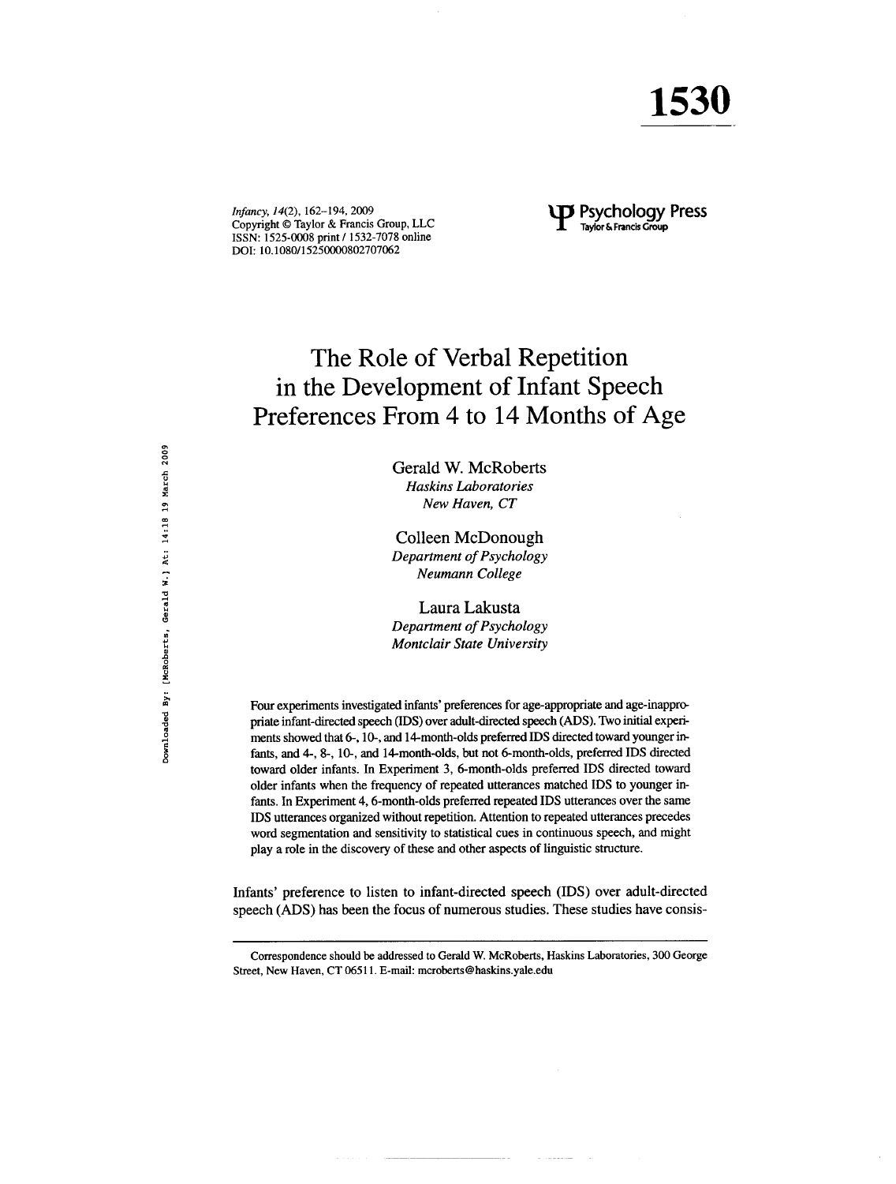1530

*Infancy*, *14*(2), 162–194, 2009
Copyright © Taylor & Francis Group, LLC
ISSN: 1525-0008 print / 1532-7078 online
DOI: 10.1080/15250000802707062

# The Role of Verbal Repetition in the Development of Infant Speech Preferences From 4 to 14 Months of Age

Gerald W. McRoberts
*Haskins Laboratories*
*New Haven, CT*

Colleen McDonough
*Department of Psychology*
*Neumann College*

Laura Lakusta
*Department of Psychology*
*Montclair State University*

Four experiments investigated infants' preferences for age-appropriate and age-inappropriate infant-directed speech (IDS) over adult-directed speech (ADS). Two initial experiments showed that 6-, 10-, and 14-month-olds preferred IDS directed toward younger infants, and 4-, 8-, 10-, and 14-month-olds, but not 6-month-olds, preferred IDS directed toward older infants. In Experiment 3, 6-month-olds preferred IDS directed toward older infants when the frequency of repeated utterances matched IDS to younger infants. In Experiment 4, 6-month-olds preferred repeated IDS utterances over the same IDS utterances organized without repetition. Attention to repeated utterances precedes word segmentation and sensitivity to statistical cues in continuous speech, and might play a role in the discovery of these and other aspects of linguistic structure.

Infants' preference to listen to infant-directed speech (IDS) over adult-directed speech (ADS) has been the focus of numerous studies. These studies have consis-

Correspondence should be addressed to Gerald W. McRoberts, Haskins Laboratories, 300 George Street, New Haven, CT 06511. E-mail: mcroberts@haskins.yale.edu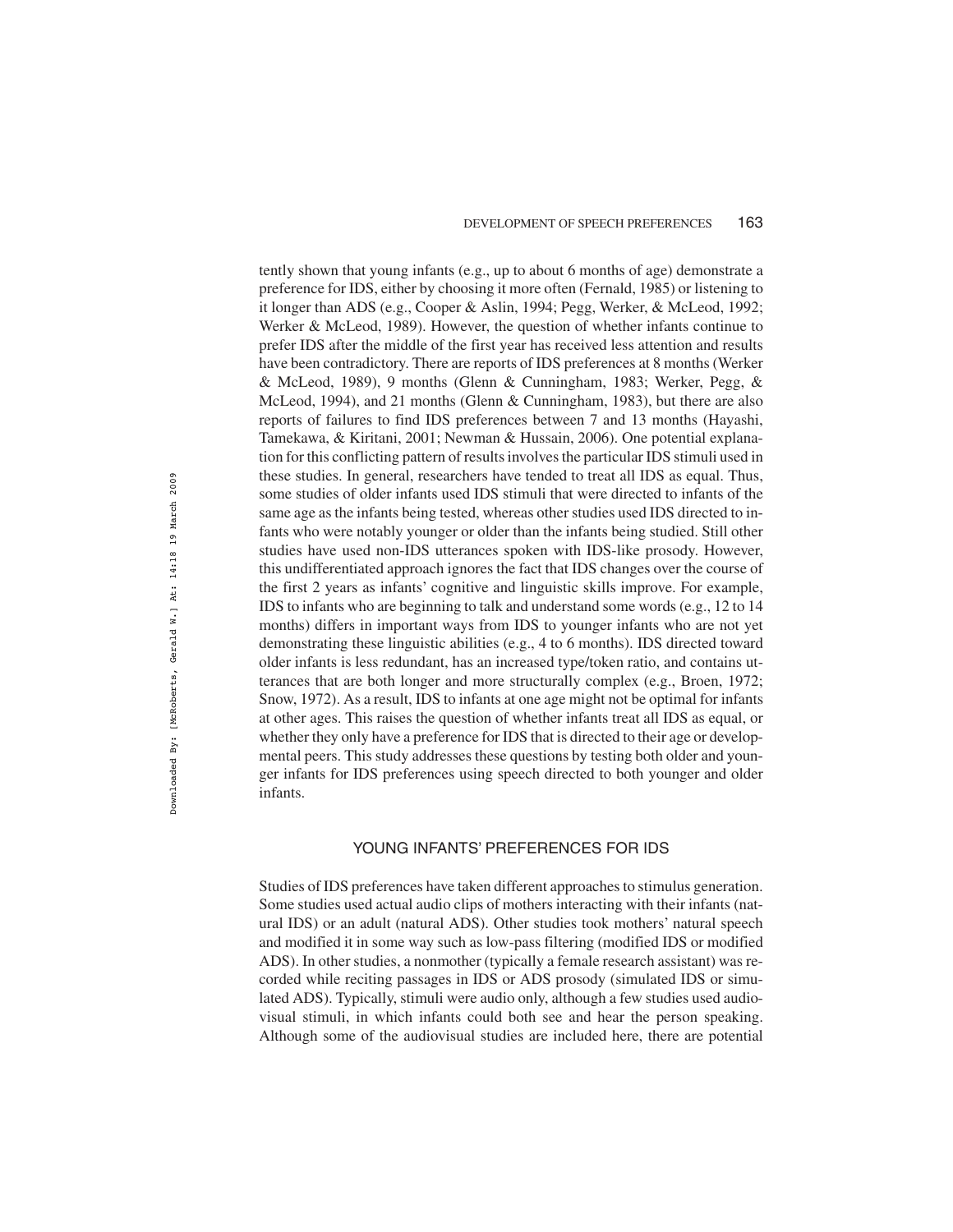tently shown that young infants (e.g., up to about 6 months of age) demonstrate a preference for IDS, either by choosing it more often (Fernald, 1985) or listening to it longer than ADS (e.g., Cooper & Aslin, 1994; Pegg, Werker, & McLeod, 1992; Werker & McLeod, 1989). However, the question of whether infants continue to prefer IDS after the middle of the first year has received less attention and results have been contradictory. There are reports of IDS preferences at 8 months (Werker & McLeod, 1989), 9 months (Glenn & Cunningham, 1983; Werker, Pegg, & McLeod, 1994), and 21 months (Glenn & Cunningham, 1983), but there are also reports of failures to find IDS preferences between 7 and 13 months (Hayashi, Tamekawa, & Kiritani, 2001; Newman & Hussain, 2006). One potential explanation for this conflicting pattern of results involves the particular IDS stimuli used in these studies. In general, researchers have tended to treat all IDS as equal. Thus, some studies of older infants used IDS stimuli that were directed to infants of the same age as the infants being tested, whereas other studies used IDS directed to infants who were notably younger or older than the infants being studied. Still other studies have used non-IDS utterances spoken with IDS-like prosody. However, this undifferentiated approach ignores the fact that IDS changes over the course of the first 2 years as infants' cognitive and linguistic skills improve. For example, IDS to infants who are beginning to talk and understand some words (e.g., 12 to 14 months) differs in important ways from IDS to younger infants who are not yet demonstrating these linguistic abilities (e.g., 4 to 6 months). IDS directed toward older infants is less redundant, has an increased type/token ratio, and contains utterances that are both longer and more structurally complex (e.g., Broen, 1972; Snow, 1972). As a result, IDS to infants at one age might not be optimal for infants at other ages. This raises the question of whether infants treat all IDS as equal, or whether they only have a preference for IDS that is directed to their age or developmental peers. This study addresses these questions by testing both older and younger infants for IDS preferences using speech directed to both younger and older infants.

## YOUNG INFANTS' PREFERENCES FOR IDS

Studies of IDS preferences have taken different approaches to stimulus generation. Some studies used actual audio clips of mothers interacting with their infants (natural IDS) or an adult (natural ADS). Other studies took mothers' natural speech and modified it in some way such as low-pass filtering (modified IDS or modified ADS). In other studies, a nonmother (typically a female research assistant) was recorded while reciting passages in IDS or ADS prosody (simulated IDS or simulated ADS). Typically, stimuli were audio only, although a few studies used audiovisual stimuli, in which infants could both see and hear the person speaking. Although some of the audiovisual studies are included here, there are potential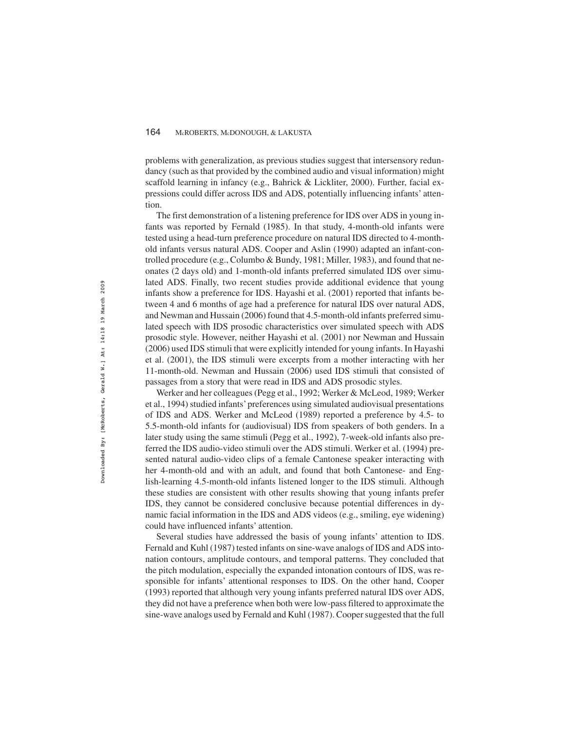problems with generalization, as previous studies suggest that intersensory redundancy (such as that provided by the combined audio and visual information) might scaffold learning in infancy (e.g., Bahrick & Lickliter, 2000). Further, facial expressions could differ across IDS and ADS, potentially influencing infants' attention.

The first demonstration of a listening preference for IDS over ADS in young infants was reported by Fernald (1985). In that study, 4-month-old infants were tested using a head-turn preference procedure on natural IDS directed to 4-month-old infants versus natural ADS. Cooper and Aslin (1990) adapted an infant-controlled procedure (e.g., Columbo & Bundy, 1981; Miller, 1983), and found that neonates (2 days old) and 1-month-old infants preferred simulated IDS over simulated ADS. Finally, two recent studies provide additional evidence that young infants show a preference for IDS. Hayashi et al. (2001) reported that infants between 4 and 6 months of age had a preference for natural IDS over natural ADS, and Newman and Hussain (2006) found that 4.5-month-old infants preferred simulated speech with IDS prosodic characteristics over simulated speech with ADS prosodic style. However, neither Hayashi et al. (2001) nor Newman and Hussain (2006) used IDS stimuli that were explicitly intended for young infants. In Hayashi et al. (2001), the IDS stimuli were excerpts from a mother interacting with her 11-month-old. Newman and Hussain (2006) used IDS stimuli that consisted of passages from a story that were read in IDS and ADS prosodic styles.

Werker and her colleagues (Pegg et al., 1992; Werker & McLeod, 1989; Werker et al., 1994) studied infants' preferences using simulated audiovisual presentations of IDS and ADS. Werker and McLeod (1989) reported a preference by 4.5- to 5.5-month-old infants for (audiovisual) IDS from speakers of both genders. In a later study using the same stimuli (Pegg et al., 1992), 7-week-old infants also preferred the IDS audio-video stimuli over the ADS stimuli. Werker et al. (1994) presented natural audio-video clips of a female Cantonese speaker interacting with her 4-month-old and with an adult, and found that both Cantonese- and English-learning 4.5-month-old infants listened longer to the IDS stimuli. Although these studies are consistent with other results showing that young infants prefer IDS, they cannot be considered conclusive because potential differences in dynamic facial information in the IDS and ADS videos (e.g., smiling, eye widening) could have influenced infants' attention.

Several studies have addressed the basis of young infants' attention to IDS. Fernald and Kuhl (1987) tested infants on sine-wave analogs of IDS and ADS intonation contours, amplitude contours, and temporal patterns. They concluded that the pitch modulation, especially the expanded intonation contours of IDS, was responsible for infants' attentional responses to IDS. On the other hand, Cooper (1993) reported that although very young infants preferred natural IDS over ADS, they did not have a preference when both were low-pass filtered to approximate the sine-wave analogs used by Fernald and Kuhl (1987). Cooper suggested that the full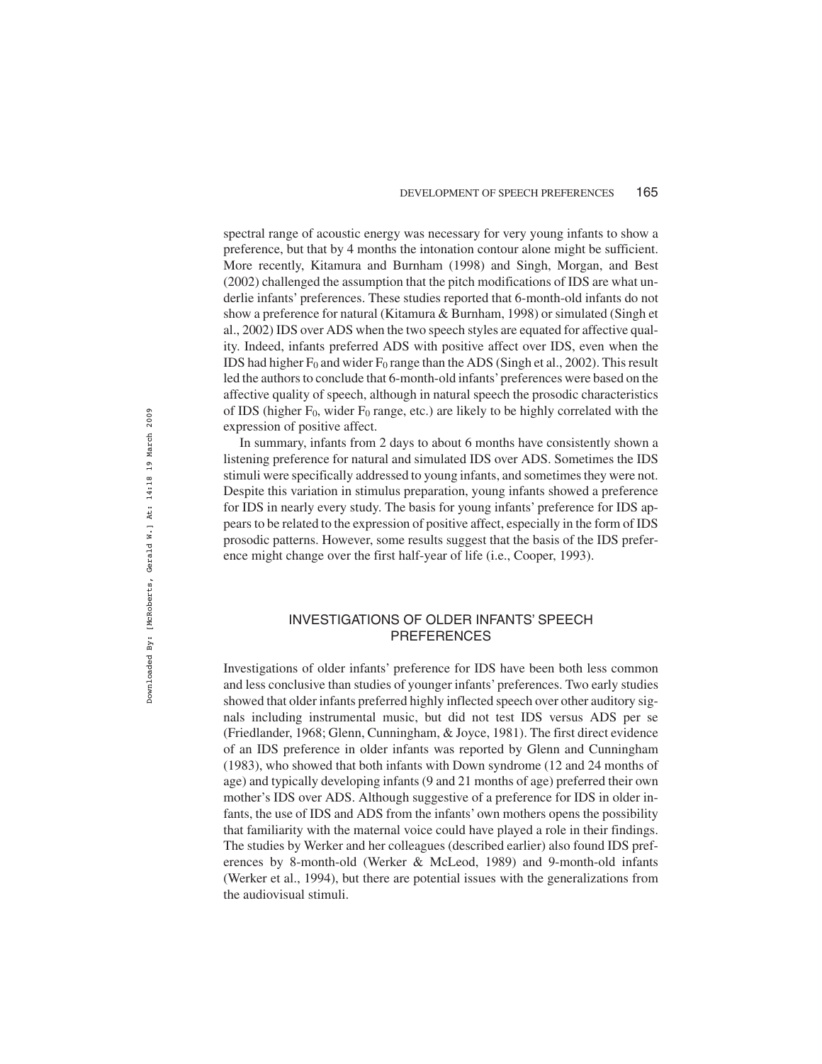spectral range of acoustic energy was necessary for very young infants to show a preference, but that by 4 months the intonation contour alone might be sufficient. More recently, Kitamura and Burnham (1998) and Singh, Morgan, and Best (2002) challenged the assumption that the pitch modifications of IDS are what underlie infants' preferences. These studies reported that 6-month-old infants do not show a preference for natural (Kitamura & Burnham, 1998) or simulated (Singh et al., 2002) IDS over ADS when the two speech styles are equated for affective quality. Indeed, infants preferred ADS with positive affect over IDS, even when the IDS had higher $F_0$ and wider $F_0$ range than the ADS (Singh et al., 2002). This result led the authors to conclude that 6-month-old infants' preferences were based on the affective quality of speech, although in natural speech the prosodic characteristics of IDS (higher $F_0$, wider $F_0$ range, etc.) are likely to be highly correlated with the expression of positive affect.

In summary, infants from 2 days to about 6 months have consistently shown a listening preference for natural and simulated IDS over ADS. Sometimes the IDS stimuli were specifically addressed to young infants, and sometimes they were not. Despite this variation in stimulus preparation, young infants showed a preference for IDS in nearly every study. The basis for young infants' preference for IDS appears to be related to the expression of positive affect, especially in the form of IDS prosodic patterns. However, some results suggest that the basis of the IDS preference might change over the first half-year of life (i.e., Cooper, 1993).

## INVESTIGATIONS OF OLDER INFANTS' SPEECH PREFERENCES

Investigations of older infants' preference for IDS have been both less common and less conclusive than studies of younger infants' preferences. Two early studies showed that older infants preferred highly inflected speech over other auditory signals including instrumental music, but did not test IDS versus ADS per se (Friedlander, 1968; Glenn, Cunningham, & Joyce, 1981). The first direct evidence of an IDS preference in older infants was reported by Glenn and Cunningham (1983), who showed that both infants with Down syndrome (12 and 24 months of age) and typically developing infants (9 and 21 months of age) preferred their own mother's IDS over ADS. Although suggestive of a preference for IDS in older infants, the use of IDS and ADS from the infants' own mothers opens the possibility that familiarity with the maternal voice could have played a role in their findings. The studies by Werker and her colleagues (described earlier) also found IDS preferences by 8-month-old (Werker & McLeod, 1989) and 9-month-old infants (Werker et al., 1994), but there are potential issues with the generalizations from the audiovisual stimuli.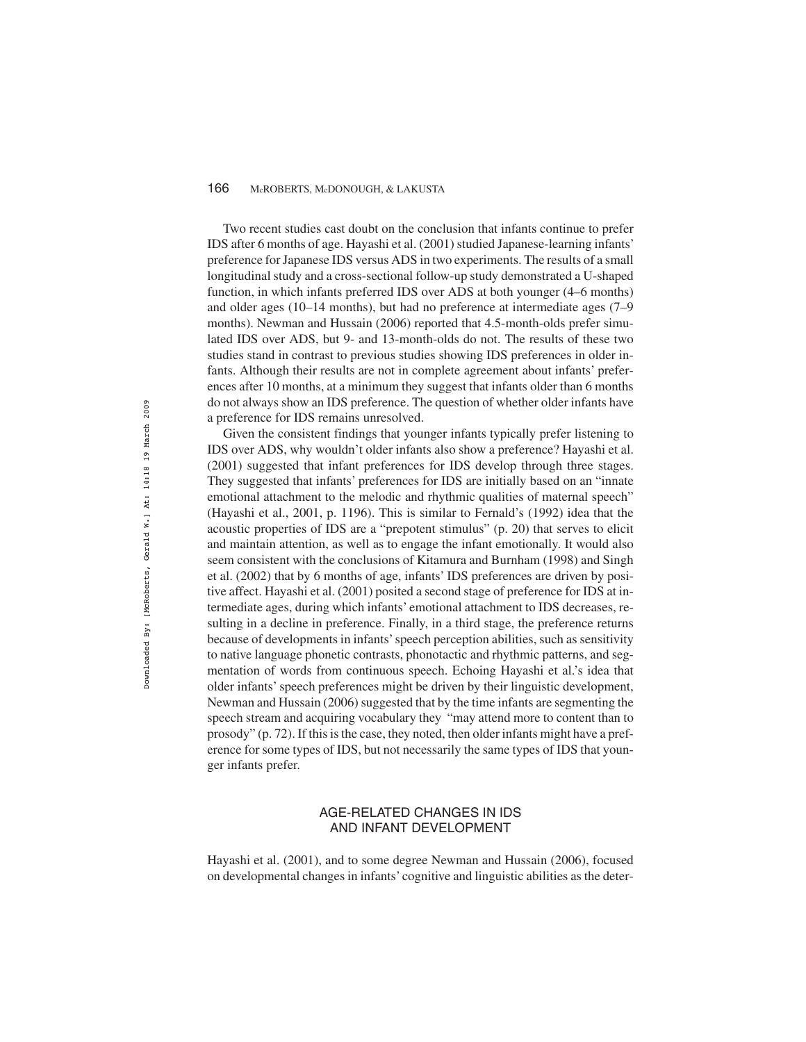Two recent studies cast doubt on the conclusion that infants continue to prefer IDS after 6 months of age. Hayashi et al. (2001) studied Japanese-learning infants' preference for Japanese IDS versus ADS in two experiments. The results of a small longitudinal study and a cross-sectional follow-up study demonstrated a U-shaped function, in which infants preferred IDS over ADS at both younger (4–6 months) and older ages (10–14 months), but had no preference at intermediate ages (7–9 months). Newman and Hussain (2006) reported that 4.5-month-olds prefer simulated IDS over ADS, but 9- and 13-month-olds do not. The results of these two studies stand in contrast to previous studies showing IDS preferences in older infants. Although their results are not in complete agreement about infants' preferences after 10 months, at a minimum they suggest that infants older than 6 months do not always show an IDS preference. The question of whether older infants have a preference for IDS remains unresolved.

Given the consistent findings that younger infants typically prefer listening to IDS over ADS, why wouldn't older infants also show a preference? Hayashi et al. (2001) suggested that infant preferences for IDS develop through three stages. They suggested that infants' preferences for IDS are initially based on an "innate emotional attachment to the melodic and rhythmic qualities of maternal speech" (Hayashi et al., 2001, p. 1196). This is similar to Fernald's (1992) idea that the acoustic properties of IDS are a "prepotent stimulus" (p. 20) that serves to elicit and maintain attention, as well as to engage the infant emotionally. It would also seem consistent with the conclusions of Kitamura and Burnham (1998) and Singh et al. (2002) that by 6 months of age, infants' IDS preferences are driven by positive affect. Hayashi et al. (2001) posited a second stage of preference for IDS at intermediate ages, during which infants' emotional attachment to IDS decreases, resulting in a decline in preference. Finally, in a third stage, the preference returns because of developments in infants' speech perception abilities, such as sensitivity to native language phonetic contrasts, phonotactic and rhythmic patterns, and segmentation of words from continuous speech. Echoing Hayashi et al.'s idea that older infants' speech preferences might be driven by their linguistic development, Newman and Hussain (2006) suggested that by the time infants are segmenting the speech stream and acquiring vocabulary they "may attend more to content than to prosody" (p. 72). If this is the case, they noted, then older infants might have a preference for some types of IDS, but not necessarily the same types of IDS that younger infants prefer.

## AGE-RELATED CHANGES IN IDS AND INFANT DEVELOPMENT

Hayashi et al. (2001), and to some degree Newman and Hussain (2006), focused on developmental changes in infants' cognitive and linguistic abilities as the deter-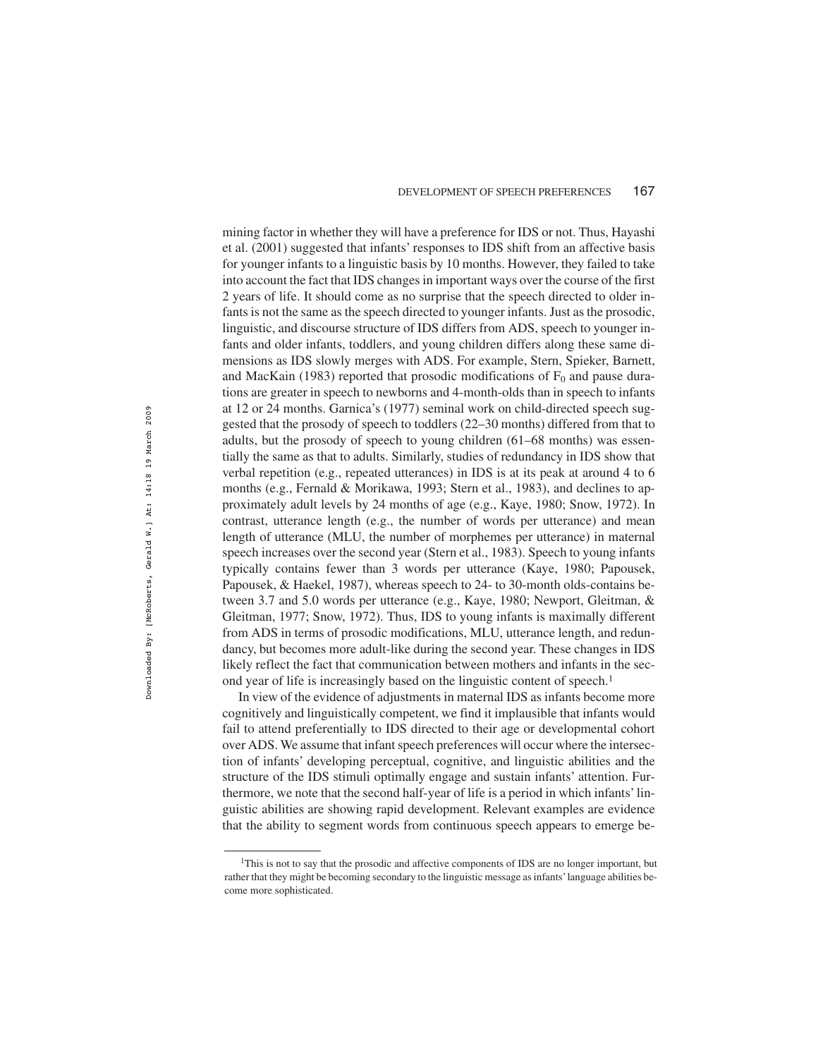mining factor in whether they will have a preference for IDS or not. Thus, Hayashi et al. (2001) suggested that infants' responses to IDS shift from an affective basis for younger infants to a linguistic basis by 10 months. However, they failed to take into account the fact that IDS changes in important ways over the course of the first 2 years of life. It should come as no surprise that the speech directed to older infants is not the same as the speech directed to younger infants. Just as the prosodic, linguistic, and discourse structure of IDS differs from ADS, speech to younger infants and older infants, toddlers, and young children differs along these same dimensions as IDS slowly merges with ADS. For example, Stern, Spieker, Barnett, and MacKain (1983) reported that prosodic modifications of $F_0$ and pause durations are greater in speech to newborns and 4-month-olds than in speech to infants at 12 or 24 months. Garnica's (1977) seminal work on child-directed speech suggested that the prosody of speech to toddlers (22–30 months) differed from that to adults, but the prosody of speech to young children (61–68 months) was essentially the same as that to adults. Similarly, studies of redundancy in IDS show that verbal repetition (e.g., repeated utterances) in IDS is at its peak at around 4 to 6 months (e.g., Fernald & Morikawa, 1993; Stern et al., 1983), and declines to approximately adult levels by 24 months of age (e.g., Kaye, 1980; Snow, 1972). In contrast, utterance length (e.g., the number of words per utterance) and mean length of utterance (MLU, the number of morphemes per utterance) in maternal speech increases over the second year (Stern et al., 1983). Speech to young infants typically contains fewer than 3 words per utterance (Kaye, 1980; Papousek, Papousek, & Haekel, 1987), whereas speech to 24- to 30-month olds-contains between 3.7 and 5.0 words per utterance (e.g., Kaye, 1980; Newport, Gleitman, & Gleitman, 1977; Snow, 1972). Thus, IDS to young infants is maximally different from ADS in terms of prosodic modifications, MLU, utterance length, and redundancy, but becomes more adult-like during the second year. These changes in IDS likely reflect the fact that communication between mothers and infants in the second year of life is increasingly based on the linguistic content of speech.[1]

In view of the evidence of adjustments in maternal IDS as infants become more cognitively and linguistically competent, we find it implausible that infants would fail to attend preferentially to IDS directed to their age or developmental cohort over ADS. We assume that infant speech preferences will occur where the intersection of infants' developing perceptual, cognitive, and linguistic abilities and the structure of the IDS stimuli optimally engage and sustain infants' attention. Furthermore, we note that the second half-year of life is a period in which infants' linguistic abilities are showing rapid development. Relevant examples are evidence that the ability to segment words from continuous speech appears to emerge be-

[1]This is not to say that the prosodic and affective components of IDS are no longer important, but rather that they might be becoming secondary to the linguistic message as infants' language abilities become more sophisticated.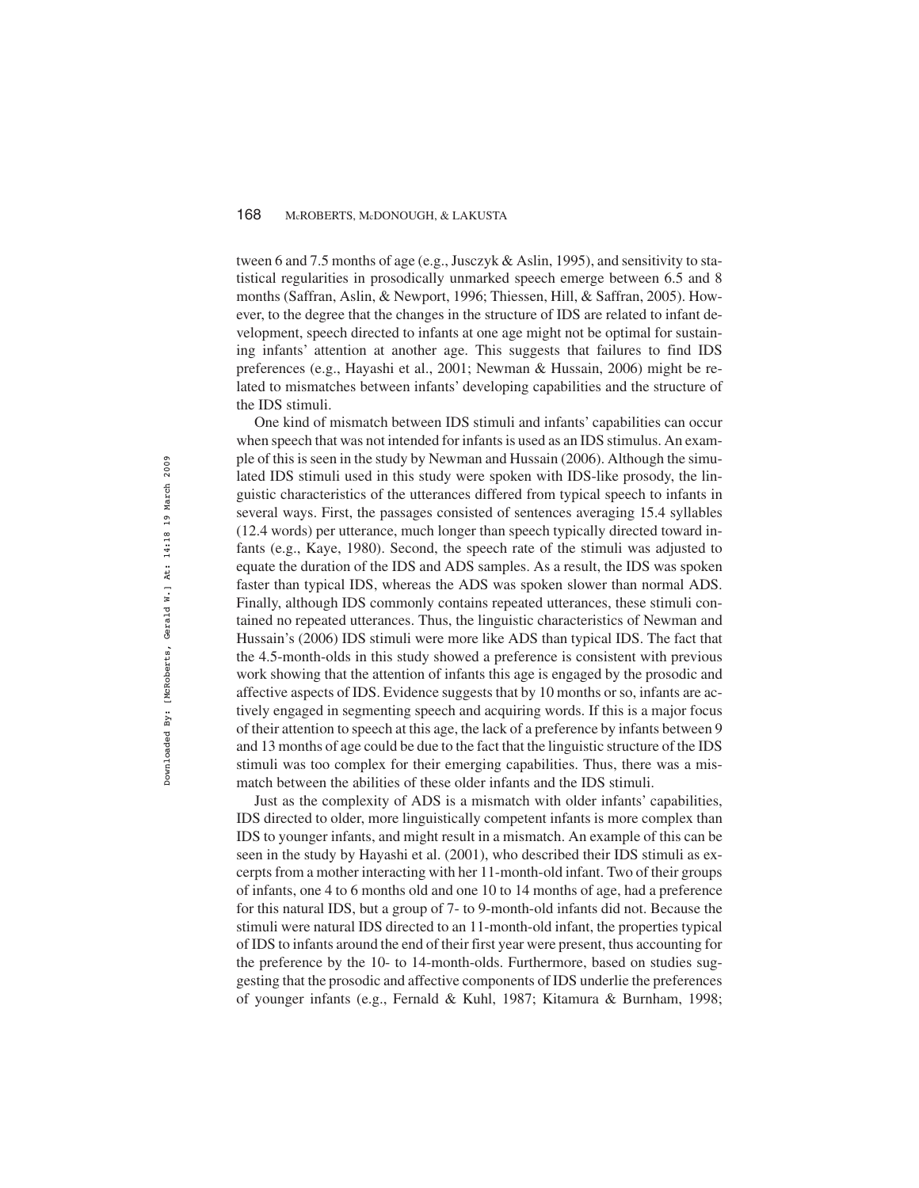tween 6 and 7.5 months of age (e.g., Jusczyk & Aslin, 1995), and sensitivity to statistical regularities in prosodically unmarked speech emerge between 6.5 and 8 months (Saffran, Aslin, & Newport, 1996; Thiessen, Hill, & Saffran, 2005). However, to the degree that the changes in the structure of IDS are related to infant development, speech directed to infants at one age might not be optimal for sustaining infants' attention at another age. This suggests that failures to find IDS preferences (e.g., Hayashi et al., 2001; Newman & Hussain, 2006) might be related to mismatches between infants' developing capabilities and the structure of the IDS stimuli.

One kind of mismatch between IDS stimuli and infants' capabilities can occur when speech that was not intended for infants is used as an IDS stimulus. An example of this is seen in the study by Newman and Hussain (2006). Although the simulated IDS stimuli used in this study were spoken with IDS-like prosody, the linguistic characteristics of the utterances differed from typical speech to infants in several ways. First, the passages consisted of sentences averaging 15.4 syllables (12.4 words) per utterance, much longer than speech typically directed toward infants (e.g., Kaye, 1980). Second, the speech rate of the stimuli was adjusted to equate the duration of the IDS and ADS samples. As a result, the IDS was spoken faster than typical IDS, whereas the ADS was spoken slower than normal ADS. Finally, although IDS commonly contains repeated utterances, these stimuli contained no repeated utterances. Thus, the linguistic characteristics of Newman and Hussain's (2006) IDS stimuli were more like ADS than typical IDS. The fact that the 4.5-month-olds in this study showed a preference is consistent with previous work showing that the attention of infants this age is engaged by the prosodic and affective aspects of IDS. Evidence suggests that by 10 months or so, infants are actively engaged in segmenting speech and acquiring words. If this is a major focus of their attention to speech at this age, the lack of a preference by infants between 9 and 13 months of age could be due to the fact that the linguistic structure of the IDS stimuli was too complex for their emerging capabilities. Thus, there was a mismatch between the abilities of these older infants and the IDS stimuli.

Just as the complexity of ADS is a mismatch with older infants' capabilities, IDS directed to older, more linguistically competent infants is more complex than IDS to younger infants, and might result in a mismatch. An example of this can be seen in the study by Hayashi et al. (2001), who described their IDS stimuli as excerpts from a mother interacting with her 11-month-old infant. Two of their groups of infants, one 4 to 6 months old and one 10 to 14 months of age, had a preference for this natural IDS, but a group of 7- to 9-month-old infants did not. Because the stimuli were natural IDS directed to an 11-month-old infant, the properties typical of IDS to infants around the end of their first year were present, thus accounting for the preference by the 10- to 14-month-olds. Furthermore, based on studies suggesting that the prosodic and affective components of IDS underlie the preferences of younger infants (e.g., Fernald & Kuhl, 1987; Kitamura & Burnham, 1998;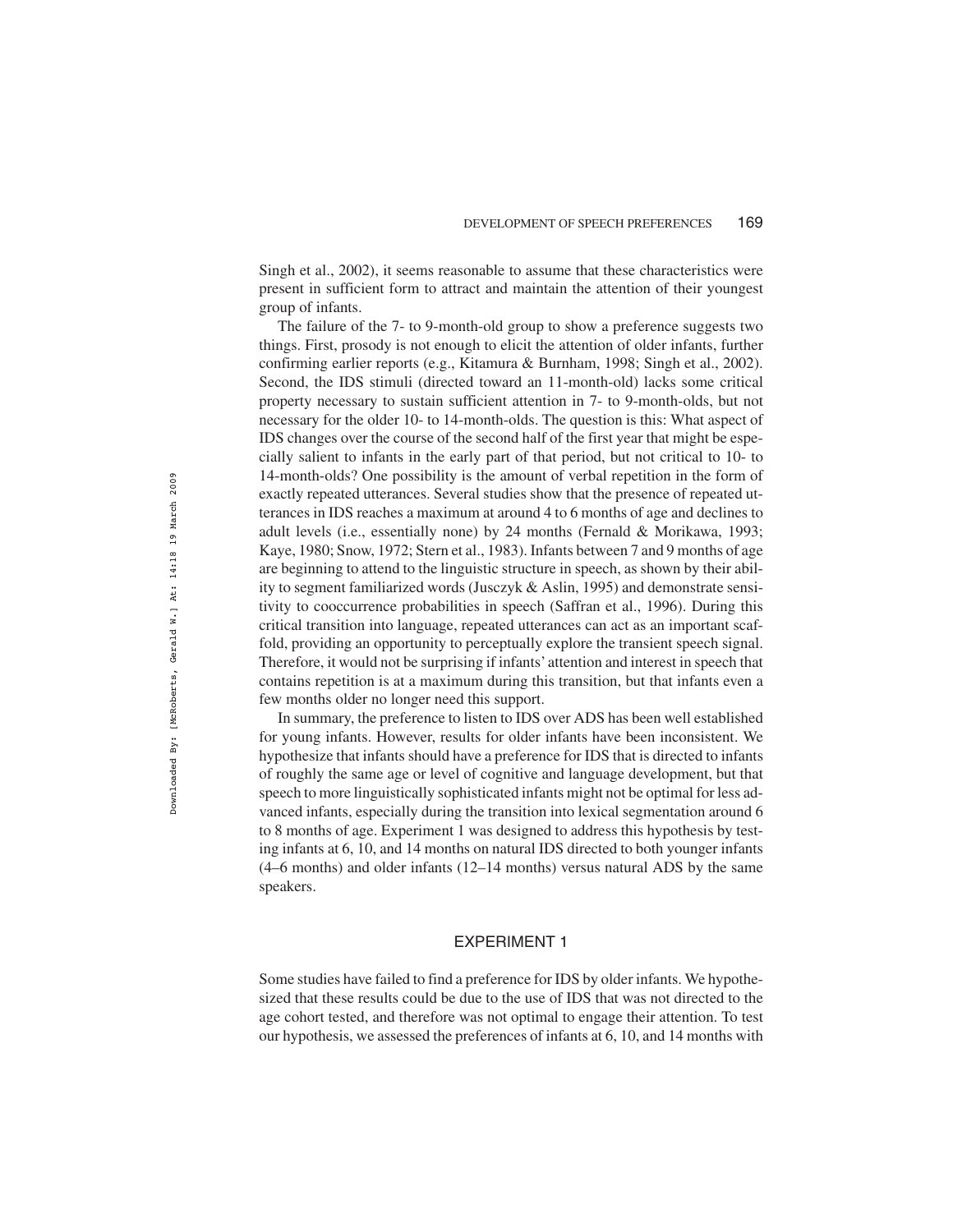Singh et al., 2002), it seems reasonable to assume that these characteristics were present in sufficient form to attract and maintain the attention of their youngest group of infants.

The failure of the 7- to 9-month-old group to show a preference suggests two things. First, prosody is not enough to elicit the attention of older infants, further confirming earlier reports (e.g., Kitamura & Burnham, 1998; Singh et al., 2002). Second, the IDS stimuli (directed toward an 11-month-old) lacks some critical property necessary to sustain sufficient attention in 7- to 9-month-olds, but not necessary for the older 10- to 14-month-olds. The question is this: What aspect of IDS changes over the course of the second half of the first year that might be especially salient to infants in the early part of that period, but not critical to 10- to 14-month-olds? One possibility is the amount of verbal repetition in the form of exactly repeated utterances. Several studies show that the presence of repeated utterances in IDS reaches a maximum at around 4 to 6 months of age and declines to adult levels (i.e., essentially none) by 24 months (Fernald & Morikawa, 1993; Kaye, 1980; Snow, 1972; Stern et al., 1983). Infants between 7 and 9 months of age are beginning to attend to the linguistic structure in speech, as shown by their ability to segment familiarized words (Jusczyk & Aslin, 1995) and demonstrate sensitivity to cooccurrence probabilities in speech (Saffran et al., 1996). During this critical transition into language, repeated utterances can act as an important scaffold, providing an opportunity to perceptually explore the transient speech signal. Therefore, it would not be surprising if infants' attention and interest in speech that contains repetition is at a maximum during this transition, but that infants even a few months older no longer need this support.

In summary, the preference to listen to IDS over ADS has been well established for young infants. However, results for older infants have been inconsistent. We hypothesize that infants should have a preference for IDS that is directed to infants of roughly the same age or level of cognitive and language development, but that speech to more linguistically sophisticated infants might not be optimal for less advanced infants, especially during the transition into lexical segmentation around 6 to 8 months of age. Experiment 1 was designed to address this hypothesis by testing infants at 6, 10, and 14 months on natural IDS directed to both younger infants (4–6 months) and older infants (12–14 months) versus natural ADS by the same speakers.

## EXPERIMENT 1

Some studies have failed to find a preference for IDS by older infants. We hypothesized that these results could be due to the use of IDS that was not directed to the age cohort tested, and therefore was not optimal to engage their attention. To test our hypothesis, we assessed the preferences of infants at 6, 10, and 14 months with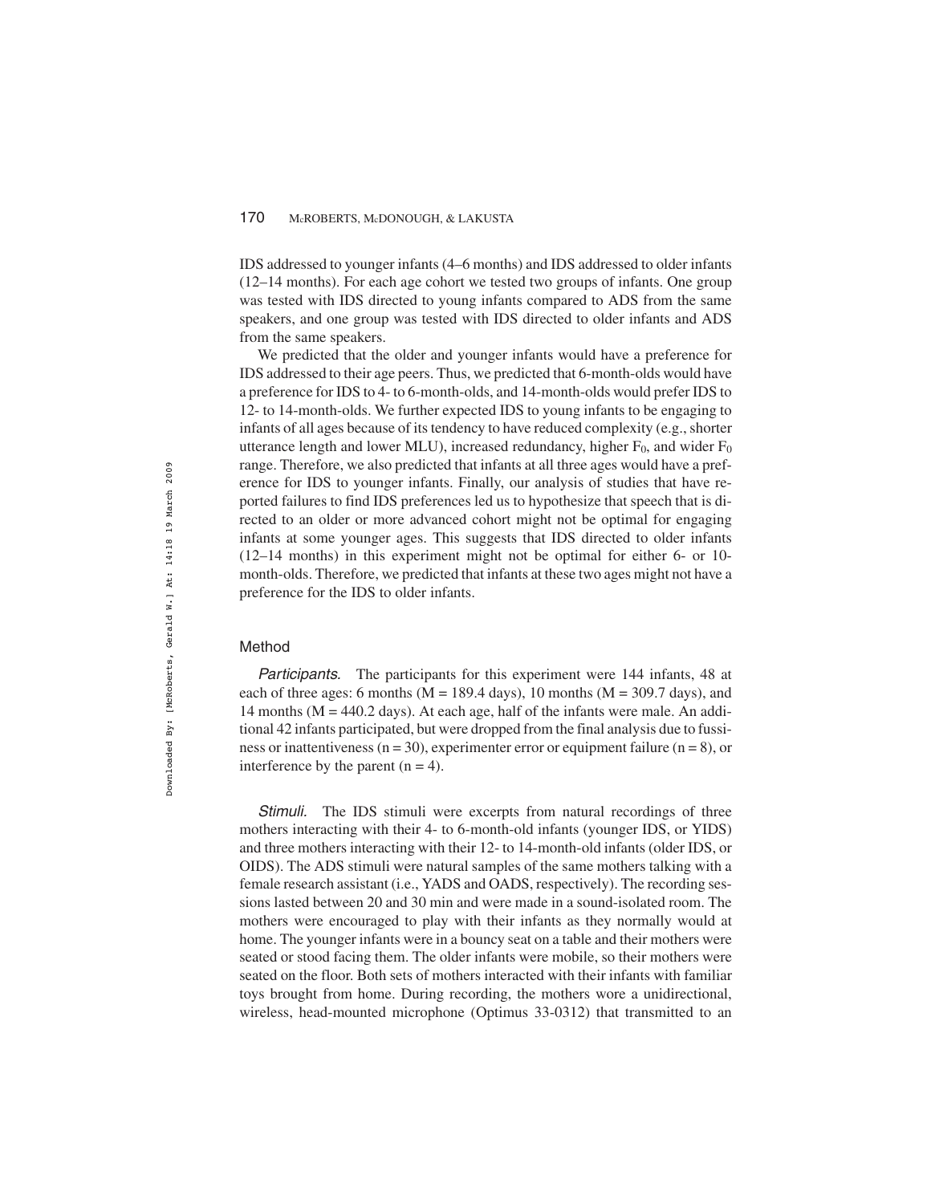IDS addressed to younger infants (4–6 months) and IDS addressed to older infants (12–14 months). For each age cohort we tested two groups of infants. One group was tested with IDS directed to young infants compared to ADS from the same speakers, and one group was tested with IDS directed to older infants and ADS from the same speakers.

We predicted that the older and younger infants would have a preference for IDS addressed to their age peers. Thus, we predicted that 6-month-olds would have a preference for IDS to 4- to 6-month-olds, and 14-month-olds would prefer IDS to 12- to 14-month-olds. We further expected IDS to young infants to be engaging to infants of all ages because of its tendency to have reduced complexity (e.g., shorter utterance length and lower MLU), increased redundancy, higher $F_0$, and wider $F_0$ range. Therefore, we also predicted that infants at all three ages would have a preference for IDS to younger infants. Finally, our analysis of studies that have reported failures to find IDS preferences led us to hypothesize that speech that is directed to an older or more advanced cohort might not be optimal for engaging infants at some younger ages. This suggests that IDS directed to older infants (12–14 months) in this experiment might not be optimal for either 6- or 10-month-olds. Therefore, we predicted that infants at these two ages might not have a preference for the IDS to older infants.

## Method

*Participants.* The participants for this experiment were 144 infants, 48 at each of three ages: 6 months (M = 189.4 days), 10 months (M = 309.7 days), and 14 months (M = 440.2 days). At each age, half of the infants were male. An additional 42 infants participated, but were dropped from the final analysis due to fussiness or inattentiveness (n = 30), experimenter error or equipment failure (n = 8), or interference by the parent (n = 4).

*Stimuli.* The IDS stimuli were excerpts from natural recordings of three mothers interacting with their 4- to 6-month-old infants (younger IDS, or YIDS) and three mothers interacting with their 12- to 14-month-old infants (older IDS, or OIDS). The ADS stimuli were natural samples of the same mothers talking with a female research assistant (i.e., YADS and OADS, respectively). The recording sessions lasted between 20 and 30 min and were made in a sound-isolated room. The mothers were encouraged to play with their infants as they normally would at home. The younger infants were in a bouncy seat on a table and their mothers were seated or stood facing them. The older infants were mobile, so their mothers were seated on the floor. Both sets of mothers interacted with their infants with familiar toys brought from home. During recording, the mothers wore a unidirectional, wireless, head-mounted microphone (Optimus 33-0312) that transmitted to an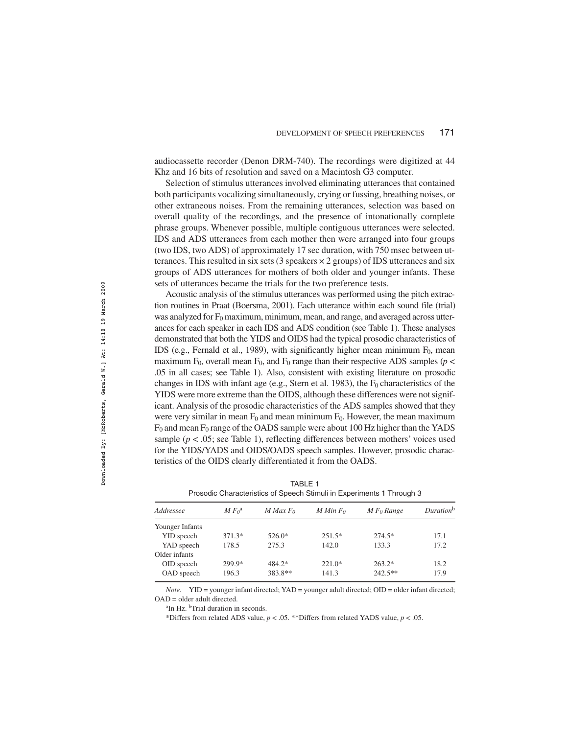audiocassette recorder (Denon DRM-740). The recordings were digitized at 44 Khz and 16 bits of resolution and saved on a Macintosh G3 computer.

Selection of stimulus utterances involved eliminating utterances that contained both participants vocalizing simultaneously, crying or fussing, breathing noises, or other extraneous noises. From the remaining utterances, selection was based on overall quality of the recordings, and the presence of intonationally complete phrase groups. Whenever possible, multiple contiguous utterances were selected. IDS and ADS utterances from each mother then were arranged into four groups (two IDS, two ADS) of approximately 17 sec duration, with 750 msec between utterances. This resulted in six sets (3 speakers × 2 groups) of IDS utterances and six groups of ADS utterances for mothers of both older and younger infants. These sets of utterances became the trials for the two preference tests.

Acoustic analysis of the stimulus utterances was performed using the pitch extraction routines in Praat (Boersma, 2001). Each utterance within each sound file (trial) was analyzed for $F_0$ maximum, minimum, mean, and range, and averaged across utterances for each speaker in each IDS and ADS condition (see Table 1). These analyses demonstrated that both the YIDS and OIDS had the typical prosodic characteristics of IDS (e.g., Fernald et al., 1989), with significantly higher mean minimum $F_0$, mean maximum $F_0$, overall mean $F_0$, and $F_0$ range than their respective ADS samples ($p < .05$ in all cases; see Table 1). Also, consistent with existing literature on prosodic changes in IDS with infant age (e.g., Stern et al. 1983), the $F_0$ characteristics of the YIDS were more extreme than the OIDS, although these differences were not significant. Analysis of the prosodic characteristics of the ADS samples showed that they were very similar in mean $F_0$ and mean minimum $F_0$. However, the mean maximum $F_0$ and mean $F_0$ range of the OADS sample were about 100 Hz higher than the YADS sample ($p < .05$; see Table 1), reflecting differences between mothers' voices used for the YIDS/YADS and OIDS/OADS speech samples. However, prosodic characteristics of the OIDS clearly differentiated it from the OADS.

TABLE 1
Prosodic Characteristics of Speech Stimuli in Experiments 1 Through 3

| *Addressee* | *M $F_0$*[a] | *M Max $F_0$* | *M Min $F_0$* | *M $F_0$ Range* | *Duration*[b] |
|---|---|---|---|---|---|
| Younger Infants | | | | | |
| YID speech | 371.3* | 526.0* | 251.5* | 274.5* | 17.1 |
| YAD speech | 178.5 | 275.3 | 142.0 | 133.3 | 17.2 |
| Older infants | | | | | |
| OID speech | 299.9* | 484.2* | 221.0* | 263.2* | 18.2 |
| OAD speech | 196.3 | 383.8** | 141.3 | 242.5** | 17.9 |

*Note.* YID = younger infant directed; YAD = younger adult directed; OID = older infant directed; OAD = older adult directed.

[a]In Hz. [b]Trial duration in seconds.

*Differs from related ADS value, $p < .05$. **Differs from related YADS value, $p < .05$.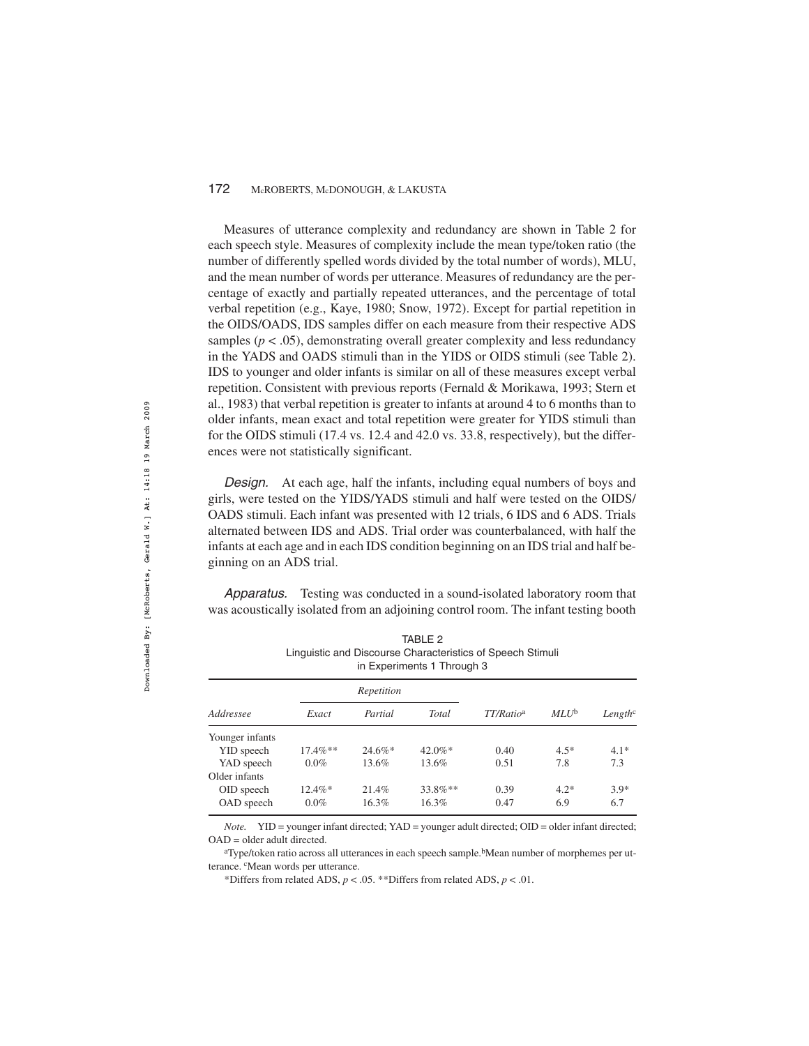Measures of utterance complexity and redundancy are shown in Table 2 for each speech style. Measures of complexity include the mean type/token ratio (the number of differently spelled words divided by the total number of words), MLU, and the mean number of words per utterance. Measures of redundancy are the percentage of exactly and partially repeated utterances, and the percentage of total verbal repetition (e.g., Kaye, 1980; Snow, 1972). Except for partial repetition in the OIDS/OADS, IDS samples differ on each measure from their respective ADS samples ($p < .05$), demonstrating overall greater complexity and less redundancy in the YADS and OADS stimuli than in the YIDS or OIDS stimuli (see Table 2). IDS to younger and older infants is similar on all of these measures except verbal repetition. Consistent with previous reports (Fernald & Morikawa, 1993; Stern et al., 1983) that verbal repetition is greater to infants at around 4 to 6 months than to older infants, mean exact and total repetition were greater for YIDS stimuli than for the OIDS stimuli (17.4 vs. 12.4 and 42.0 vs. 33.8, respectively), but the differences were not statistically significant.

*Design.* At each age, half the infants, including equal numbers of boys and girls, were tested on the YIDS/YADS stimuli and half were tested on the OIDS/OADS stimuli. Each infant was presented with 12 trials, 6 IDS and 6 ADS. Trials alternated between IDS and ADS. Trial order was counterbalanced, with half the infants at each age and in each IDS condition beginning on an IDS trial and half beginning on an ADS trial.

*Apparatus.* Testing was conducted in a sound-isolated laboratory room that was acoustically isolated from an adjoining control room. The infant testing booth

TABLE 2
Linguistic and Discourse Characteristics of Speech Stimuli in Experiments 1 Through 3

| | Repetition | | | | | |
|---|---|---|---|---|---|---|
| *Addressee* | *Exact* | *Partial* | *Total* | *TT/Ratio*[a] | *MLU*[b] | *Length*[c] |
| Younger infants | | | | | | |
| YID speech | 17.4%** | 24.6%* | 42.0%* | 0.40 | 4.5* | 4.1* |
| YAD speech | 0.0% | 13.6% | 13.6% | 0.51 | 7.8 | 7.3 |
| Older infants | | | | | | |
| OID speech | 12.4%* | 21.4% | 33.8%** | 0.39 | 4.2* | 3.9* |
| OAD speech | 0.0% | 16.3% | 16.3% | 0.47 | 6.9 | 6.7 |

*Note.* YID = younger infant directed; YAD = younger adult directed; OID = older infant directed; OAD = older adult directed.

[a]Type/token ratio across all utterances in each speech sample. [b]Mean number of morphemes per utterance. [c]Mean words per utterance.

*Differs from related ADS, $p < .05$. **Differs from related ADS, $p < .01$.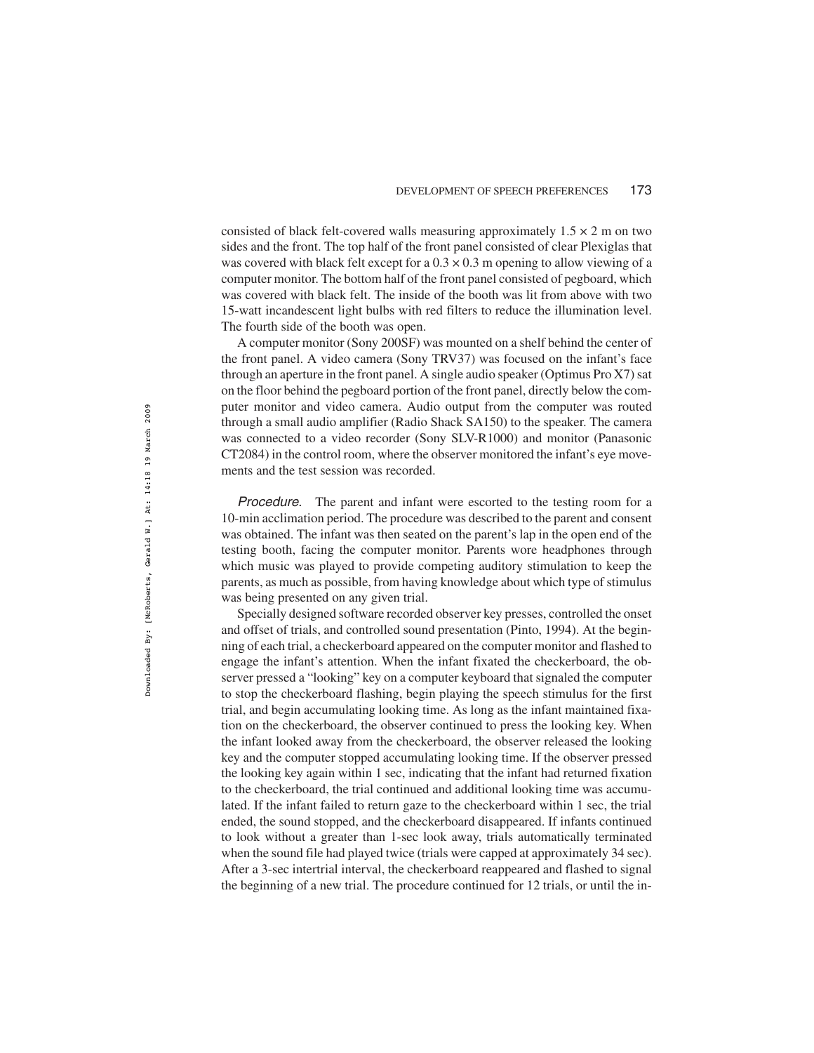consisted of black felt-covered walls measuring approximately $1.5 \times 2$ m on two sides and the front. The top half of the front panel consisted of clear Plexiglas that was covered with black felt except for a $0.3 \times 0.3$ m opening to allow viewing of a computer monitor. The bottom half of the front panel consisted of pegboard, which was covered with black felt. The inside of the booth was lit from above with two 15-watt incandescent light bulbs with red filters to reduce the illumination level. The fourth side of the booth was open.

A computer monitor (Sony 200SF) was mounted on a shelf behind the center of the front panel. A video camera (Sony TRV37) was focused on the infant's face through an aperture in the front panel. A single audio speaker (Optimus Pro X7) sat on the floor behind the pegboard portion of the front panel, directly below the computer monitor and video camera. Audio output from the computer was routed through a small audio amplifier (Radio Shack SA150) to the speaker. The camera was connected to a video recorder (Sony SLV-R1000) and monitor (Panasonic CT2084) in the control room, where the observer monitored the infant's eye movements and the test session was recorded.

*Procedure.* The parent and infant were escorted to the testing room for a 10-min acclimation period. The procedure was described to the parent and consent was obtained. The infant was then seated on the parent's lap in the open end of the testing booth, facing the computer monitor. Parents wore headphones through which music was played to provide competing auditory stimulation to keep the parents, as much as possible, from having knowledge about which type of stimulus was being presented on any given trial.

Specially designed software recorded observer key presses, controlled the onset and offset of trials, and controlled sound presentation (Pinto, 1994). At the beginning of each trial, a checkerboard appeared on the computer monitor and flashed to engage the infant's attention. When the infant fixated the checkerboard, the observer pressed a "looking" key on a computer keyboard that signaled the computer to stop the checkerboard flashing, begin playing the speech stimulus for the first trial, and begin accumulating looking time. As long as the infant maintained fixation on the checkerboard, the observer continued to press the looking key. When the infant looked away from the checkerboard, the observer released the looking key and the computer stopped accumulating looking time. If the observer pressed the looking key again within 1 sec, indicating that the infant had returned fixation to the checkerboard, the trial continued and additional looking time was accumulated. If the infant failed to return gaze to the checkerboard within 1 sec, the trial ended, the sound stopped, and the checkerboard disappeared. If infants continued to look without a greater than 1-sec look away, trials automatically terminated when the sound file had played twice (trials were capped at approximately 34 sec). After a 3-sec intertrial interval, the checkerboard reappeared and flashed to signal the beginning of a new trial. The procedure continued for 12 trials, or until the in-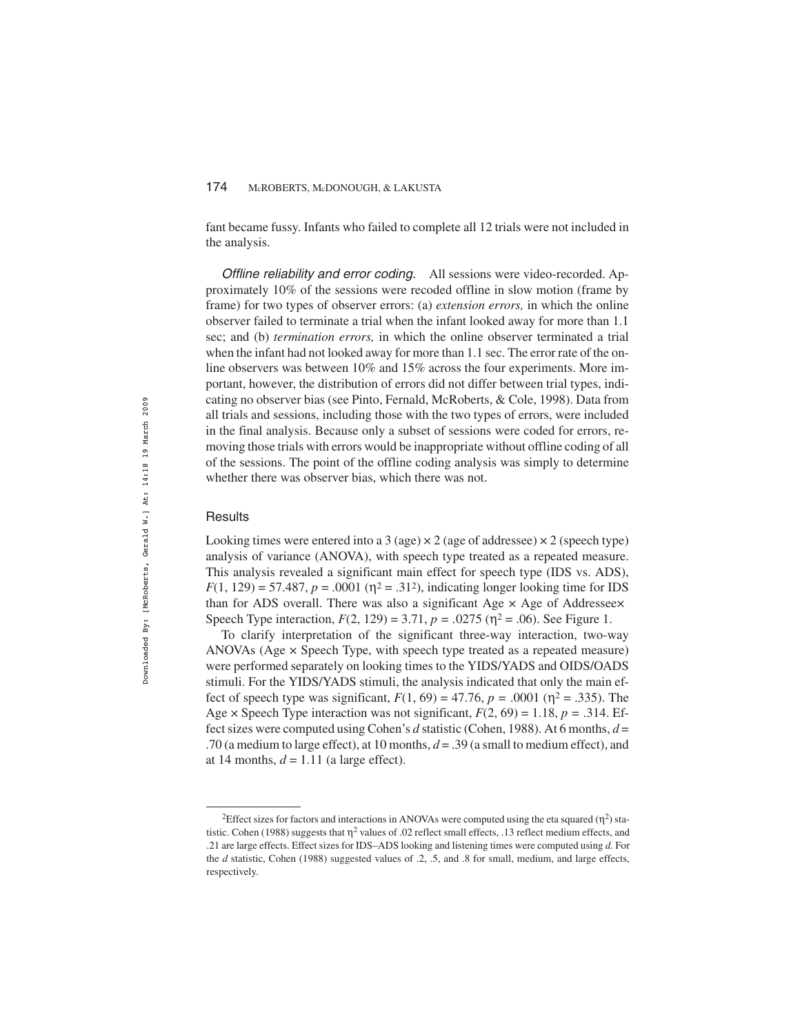fant became fussy. Infants who failed to complete all 12 trials were not included in the analysis.

*Offline reliability and error coding.* All sessions were video-recorded. Approximately 10% of the sessions were recoded offline in slow motion (frame by frame) for two types of observer errors: (a) *extension errors,* in which the online observer failed to terminate a trial when the infant looked away for more than 1.1 sec; and (b) *termination errors,* in which the online observer terminated a trial when the infant had not looked away for more than 1.1 sec. The error rate of the online observers was between 10% and 15% across the four experiments. More important, however, the distribution of errors did not differ between trial types, indicating no observer bias (see Pinto, Fernald, McRoberts, & Cole, 1998). Data from all trials and sessions, including those with the two types of errors, were included in the final analysis. Because only a subset of sessions were coded for errors, removing those trials with errors would be inappropriate without offline coding of all of the sessions. The point of the offline coding analysis was simply to determine whether there was observer bias, which there was not.

### Results

Looking times were entered into a 3 (age) × 2 (age of addressee) × 2 (speech type) analysis of variance (ANOVA), with speech type treated as a repeated measure. This analysis revealed a significant main effect for speech type (IDS vs. ADS), $F(1, 129) = 57.487$, $p = .0001$ ($\eta^2 = .31$[2]), indicating longer looking time for IDS than for ADS overall. There was also a significant Age × Age of Addressee× Speech Type interaction, $F(2, 129) = 3.71$, $p = .0275$ ($\eta^2 = .06$). See Figure 1.

To clarify interpretation of the significant three-way interaction, two-way ANOVAs (Age × Speech Type, with speech type treated as a repeated measure) were performed separately on looking times to the YIDS/YADS and OIDS/OADS stimuli. For the YIDS/YADS stimuli, the analysis indicated that only the main effect of speech type was significant, $F(1, 69) = 47.76$, $p = .0001$ ($\eta^2 = .335$). The Age × Speech Type interaction was not significant, $F(2, 69) = 1.18$, $p = .314$. Effect sizes were computed using Cohen's *d* statistic (Cohen, 1988). At 6 months, $d = .70$ (a medium to large effect), at 10 months, $d = .39$ (a small to medium effect), and at 14 months, $d = 1.11$ (a large effect).

---

[2]Effect sizes for factors and interactions in ANOVAs were computed using the eta squared ($\eta^2$) statistic. Cohen (1988) suggests that $\eta^2$ values of .02 reflect small effects, .13 reflect medium effects, and .21 are large effects. Effect sizes for IDS–ADS looking and listening times were computed using *d.* For the *d* statistic, Cohen (1988) suggested values of .2, .5, and .8 for small, medium, and large effects, respectively.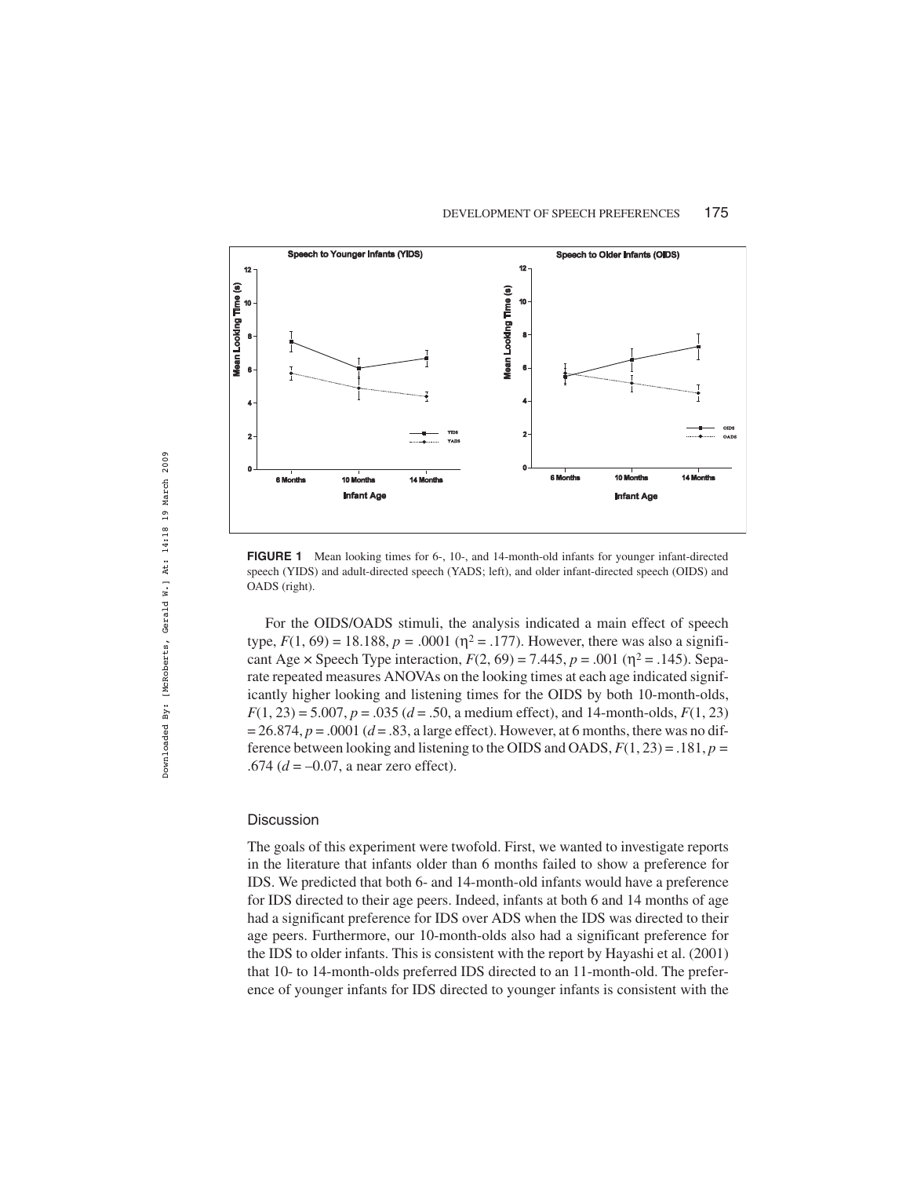**FIGURE 1** Mean looking times for 6-, 10-, and 14-month-old infants for younger infant-directed speech (YIDS) and adult-directed speech (YADS; left), and older infant-directed speech (OIDS) and OADS (right).

For the OIDS/OADS stimuli, the analysis indicated a main effect of speech type, $F(1, 69) = 18.188$, $p = .0001$ ($\eta^2 = .177$). However, there was also a significant Age × Speech Type interaction, $F(2, 69) = 7.445$, $p = .001$ ($\eta^2 = .145$). Separate repeated measures ANOVAs on the looking times at each age indicated significantly higher looking and listening times for the OIDS by both 10-month-olds, $F(1, 23) = 5.007$, $p = .035$ ($d = .50$, a medium effect), and 14-month-olds, $F(1, 23) = 26.874$, $p = .0001$ ($d = .83$, a large effect). However, at 6 months, there was no difference between looking and listening to the OIDS and OADS, $F(1, 23) = .181$, $p = .674$ ($d = -0.07$, a near zero effect).

## Discussion

The goals of this experiment were twofold. First, we wanted to investigate reports in the literature that infants older than 6 months failed to show a preference for IDS. We predicted that both 6- and 14-month-old infants would have a preference for IDS directed to their age peers. Indeed, infants at both 6 and 14 months of age had a significant preference for IDS over ADS when the IDS was directed to their age peers. Furthermore, our 10-month-olds also had a significant preference for the IDS to older infants. This is consistent with the report by Hayashi et al. (2001) that 10- to 14-month-olds preferred IDS directed to an 11-month-old. The preference of younger infants for IDS directed to younger infants is consistent with the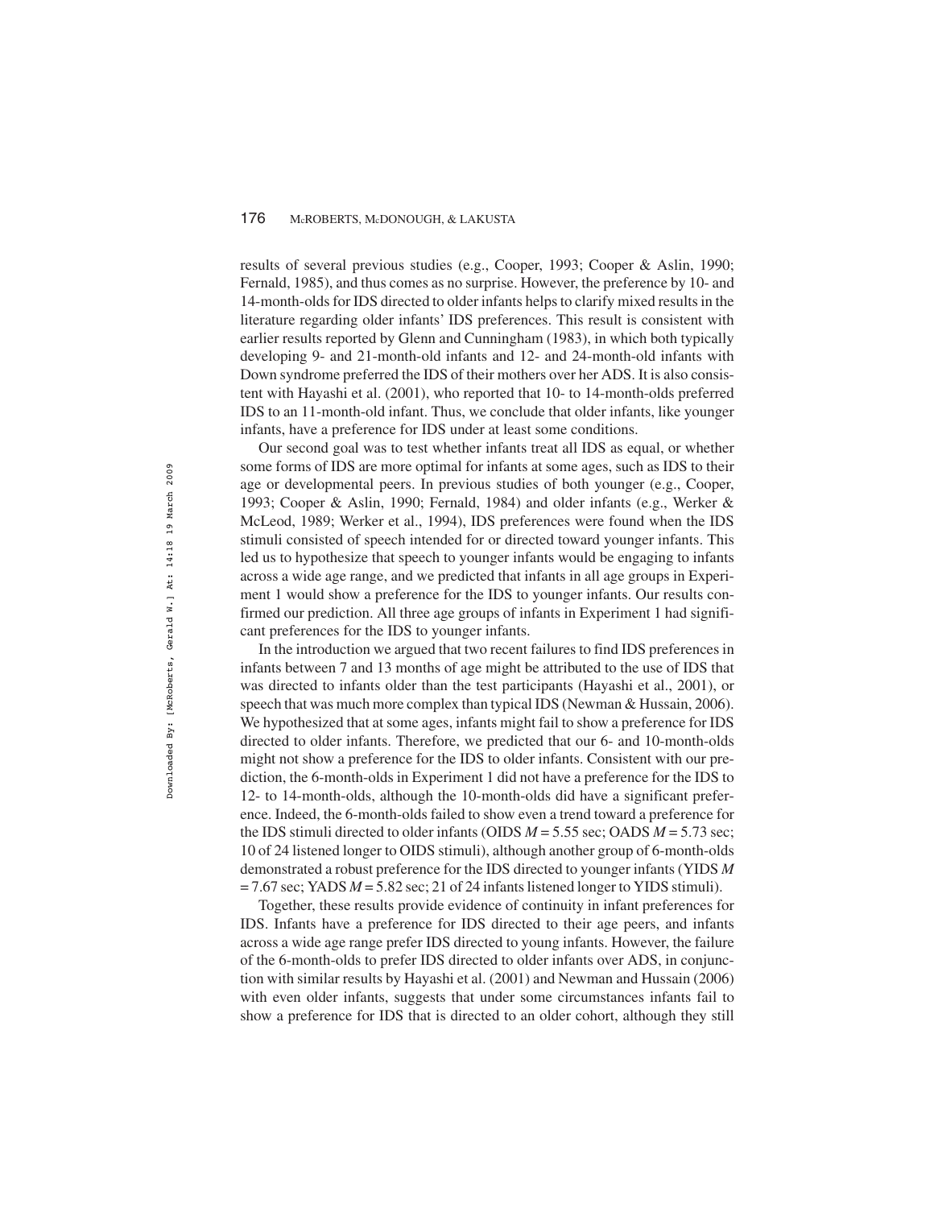results of several previous studies (e.g., Cooper, 1993; Cooper & Aslin, 1990; Fernald, 1985), and thus comes as no surprise. However, the preference by 10- and 14-month-olds for IDS directed to older infants helps to clarify mixed results in the literature regarding older infants' IDS preferences. This result is consistent with earlier results reported by Glenn and Cunningham (1983), in which both typically developing 9- and 21-month-old infants and 12- and 24-month-old infants with Down syndrome preferred the IDS of their mothers over her ADS. It is also consistent with Hayashi et al. (2001), who reported that 10- to 14-month-olds preferred IDS to an 11-month-old infant. Thus, we conclude that older infants, like younger infants, have a preference for IDS under at least some conditions.

Our second goal was to test whether infants treat all IDS as equal, or whether some forms of IDS are more optimal for infants at some ages, such as IDS to their age or developmental peers. In previous studies of both younger (e.g., Cooper, 1993; Cooper & Aslin, 1990; Fernald, 1984) and older infants (e.g., Werker & McLeod, 1989; Werker et al., 1994), IDS preferences were found when the IDS stimuli consisted of speech intended for or directed toward younger infants. This led us to hypothesize that speech to younger infants would be engaging to infants across a wide age range, and we predicted that infants in all age groups in Experiment 1 would show a preference for the IDS to younger infants. Our results confirmed our prediction. All three age groups of infants in Experiment 1 had significant preferences for the IDS to younger infants.

In the introduction we argued that two recent failures to find IDS preferences in infants between 7 and 13 months of age might be attributed to the use of IDS that was directed to infants older than the test participants (Hayashi et al., 2001), or speech that was much more complex than typical IDS (Newman & Hussain, 2006). We hypothesized that at some ages, infants might fail to show a preference for IDS directed to older infants. Therefore, we predicted that our 6- and 10-month-olds might not show a preference for the IDS to older infants. Consistent with our prediction, the 6-month-olds in Experiment 1 did not have a preference for the IDS to 12- to 14-month-olds, although the 10-month-olds did have a significant preference. Indeed, the 6-month-olds failed to show even a trend toward a preference for the IDS stimuli directed to older infants (OIDS $M = 5.55$ sec; OADS $M = 5.73$ sec; 10 of 24 listened longer to OIDS stimuli), although another group of 6-month-olds demonstrated a robust preference for the IDS directed to younger infants (YIDS $M = 7.67$ sec; YADS $M = 5.82$ sec; 21 of 24 infants listened longer to YIDS stimuli).

Together, these results provide evidence of continuity in infant preferences for IDS. Infants have a preference for IDS directed to their age peers, and infants across a wide age range prefer IDS directed to young infants. However, the failure of the 6-month-olds to prefer IDS directed to older infants over ADS, in conjunction with similar results by Hayashi et al. (2001) and Newman and Hussain (2006) with even older infants, suggests that under some circumstances infants fail to show a preference for IDS that is directed to an older cohort, although they still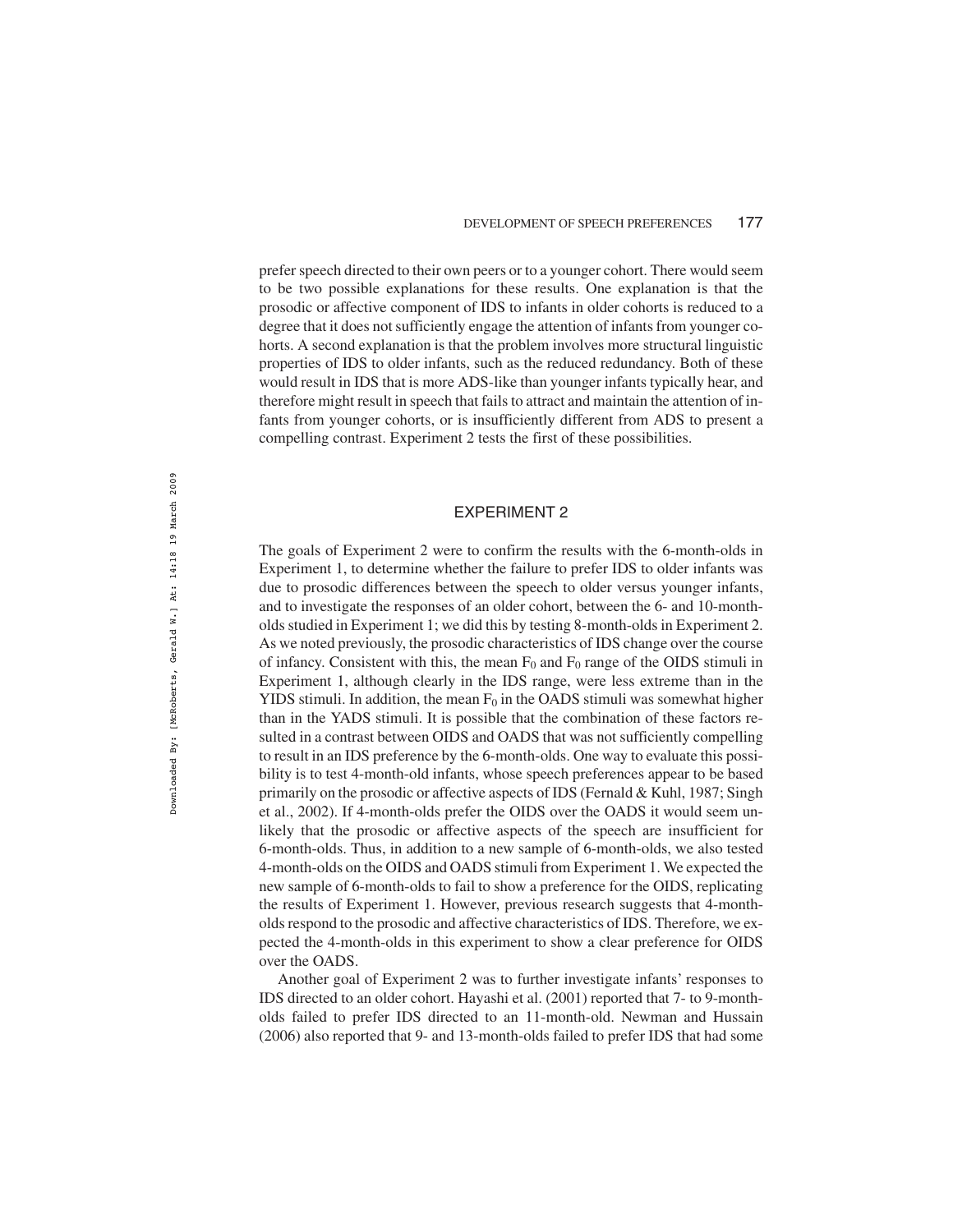prefer speech directed to their own peers or to a younger cohort. There would seem to be two possible explanations for these results. One explanation is that the prosodic or affective component of IDS to infants in older cohorts is reduced to a degree that it does not sufficiently engage the attention of infants from younger cohorts. A second explanation is that the problem involves more structural linguistic properties of IDS to older infants, such as the reduced redundancy. Both of these would result in IDS that is more ADS-like than younger infants typically hear, and therefore might result in speech that fails to attract and maintain the attention of infants from younger cohorts, or is insufficiently different from ADS to present a compelling contrast. Experiment 2 tests the first of these possibilities.

## EXPERIMENT 2

The goals of Experiment 2 were to confirm the results with the 6-month-olds in Experiment 1, to determine whether the failure to prefer IDS to older infants was due to prosodic differences between the speech to older versus younger infants, and to investigate the responses of an older cohort, between the 6- and 10-month-olds studied in Experiment 1; we did this by testing 8-month-olds in Experiment 2. As we noted previously, the prosodic characteristics of IDS change over the course of infancy. Consistent with this, the mean $F_0$ and $F_0$ range of the OIDS stimuli in Experiment 1, although clearly in the IDS range, were less extreme than in the YIDS stimuli. In addition, the mean $F_0$ in the OADS stimuli was somewhat higher than in the YADS stimuli. It is possible that the combination of these factors resulted in a contrast between OIDS and OADS that was not sufficiently compelling to result in an IDS preference by the 6-month-olds. One way to evaluate this possibility is to test 4-month-old infants, whose speech preferences appear to be based primarily on the prosodic or affective aspects of IDS (Fernald & Kuhl, 1987; Singh et al., 2002). If 4-month-olds prefer the OIDS over the OADS it would seem unlikely that the prosodic or affective aspects of the speech are insufficient for 6-month-olds. Thus, in addition to a new sample of 6-month-olds, we also tested 4-month-olds on the OIDS and OADS stimuli from Experiment 1. We expected the new sample of 6-month-olds to fail to show a preference for the OIDS, replicating the results of Experiment 1. However, previous research suggests that 4-month-olds respond to the prosodic and affective characteristics of IDS. Therefore, we expected the 4-month-olds in this experiment to show a clear preference for OIDS over the OADS.

Another goal of Experiment 2 was to further investigate infants' responses to IDS directed to an older cohort. Hayashi et al. (2001) reported that 7- to 9-month-olds failed to prefer IDS directed to an 11-month-old. Newman and Hussain (2006) also reported that 9- and 13-month-olds failed to prefer IDS that had some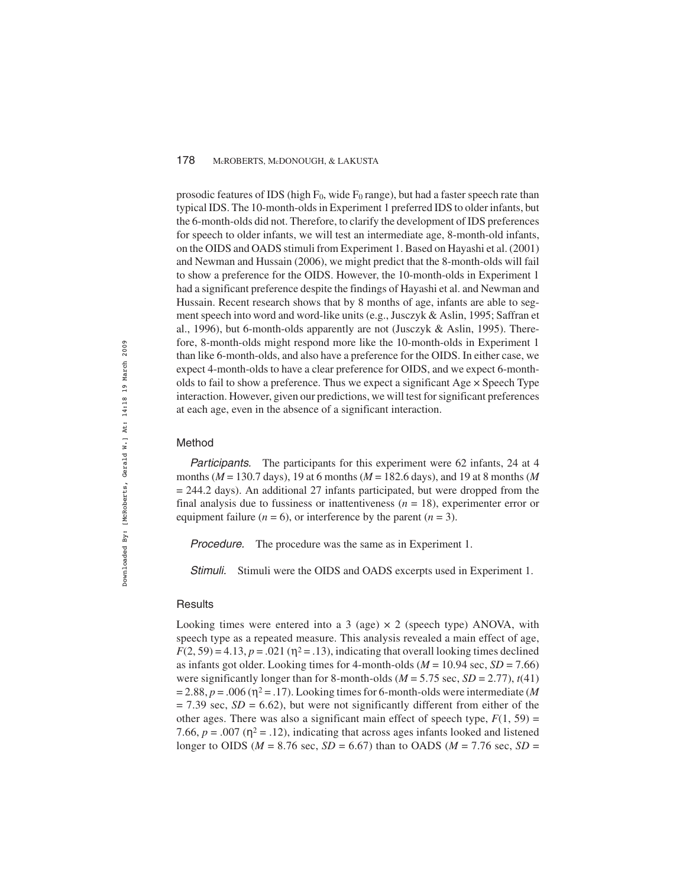prosodic features of IDS (high $F_0$, wide $F_0$ range), but had a faster speech rate than typical IDS. The 10-month-olds in Experiment 1 preferred IDS to older infants, but the 6-month-olds did not. Therefore, to clarify the development of IDS preferences for speech to older infants, we will test an intermediate age, 8-month-old infants, on the OIDS and OADS stimuli from Experiment 1. Based on Hayashi et al. (2001) and Newman and Hussain (2006), we might predict that the 8-month-olds will fail to show a preference for the OIDS. However, the 10-month-olds in Experiment 1 had a significant preference despite the findings of Hayashi et al. and Newman and Hussain. Recent research shows that by 8 months of age, infants are able to segment speech into word and word-like units (e.g., Jusczyk & Aslin, 1995; Saffran et al., 1996), but 6-month-olds apparently are not (Jusczyk & Aslin, 1995). Therefore, 8-month-olds might respond more like the 10-month-olds in Experiment 1 than like 6-month-olds, and also have a preference for the OIDS. In either case, we expect 4-month-olds to have a clear preference for OIDS, and we expect 6-month-olds to fail to show a preference. Thus we expect a significant Age × Speech Type interaction. However, given our predictions, we will test for significant preferences at each age, even in the absence of a significant interaction.

## Method

*Participants.* The participants for this experiment were 62 infants, 24 at 4 months ($M$ = 130.7 days), 19 at 6 months ($M$ = 182.6 days), and 19 at 8 months ($M$ = 244.2 days). An additional 27 infants participated, but were dropped from the final analysis due to fussiness or inattentiveness ($n$ = 18), experimenter error or equipment failure ($n$ = 6), or interference by the parent ($n$ = 3).

*Procedure.* The procedure was the same as in Experiment 1.

*Stimuli.* Stimuli were the OIDS and OADS excerpts used in Experiment 1.

## Results

Looking times were entered into a 3 (age) × 2 (speech type) ANOVA, with speech type as a repeated measure. This analysis revealed a main effect of age, $F(2, 59) = 4.13$, $p = .021$ ($\eta^2 = .13$), indicating that overall looking times declined as infants got older. Looking times for 4-month-olds ($M$ = 10.94 sec, $SD$ = 7.66) were significantly longer than for 8-month-olds ($M$ = 5.75 sec, $SD$ = 2.77), $t(41) = 2.88$, $p = .006$ ($\eta^2 = .17$). Looking times for 6-month-olds were intermediate ($M$ = 7.39 sec, $SD$ = 6.62), but were not significantly different from either of the other ages. There was also a significant main effect of speech type, $F(1, 59) = 7.66$, $p = .007$ ($\eta^2 = .12$), indicating that across ages infants looked and listened longer to OIDS ($M$ = 8.76 sec, $SD$ = 6.67) than to OADS ($M$ = 7.76 sec, $SD$ =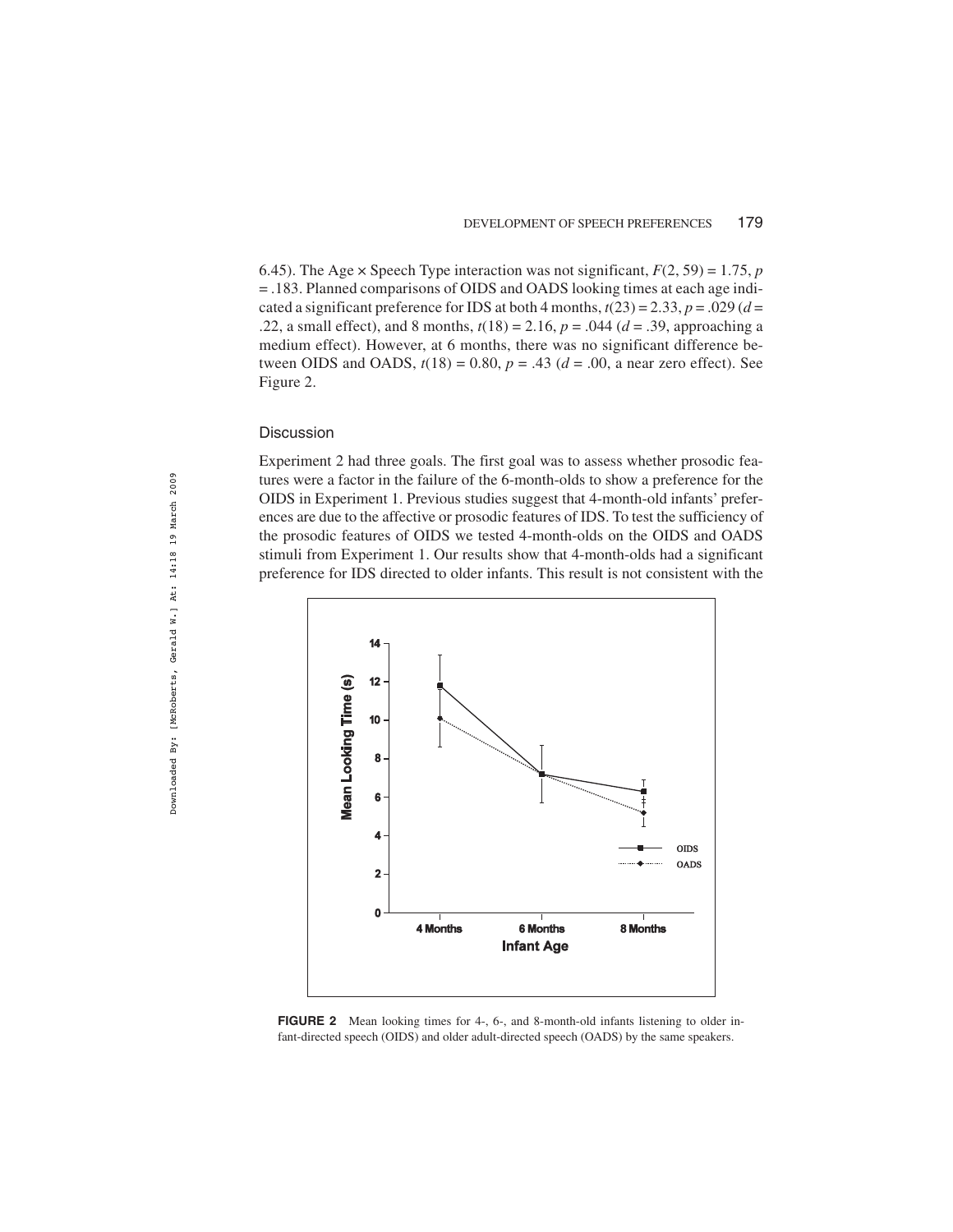6.45). The Age × Speech Type interaction was not significant, $F(2, 59) = 1.75$, $p = .183$. Planned comparisons of OIDS and OADS looking times at each age indicated a significant preference for IDS at both 4 months, $t(23) = 2.33$, $p = .029$ ($d = .22$, a small effect), and 8 months, $t(18) = 2.16$, $p = .044$ ($d = .39$, approaching a medium effect). However, at 6 months, there was no significant difference between OIDS and OADS, $t(18) = 0.80$, $p = .43$ ($d = .00$, a near zero effect). See Figure 2.

### Discussion

Experiment 2 had three goals. The first goal was to assess whether prosodic features were a factor in the failure of the 6-month-olds to show a preference for the OIDS in Experiment 1. Previous studies suggest that 4-month-old infants' preferences are due to the affective or prosodic features of IDS. To test the sufficiency of the prosodic features of OIDS we tested 4-month-olds on the OIDS and OADS stimuli from Experiment 1. Our results show that 4-month-olds had a significant preference for IDS directed to older infants. This result is not consistent with the

**FIGURE 2** Mean looking times for 4-, 6-, and 8-month-old infants listening to older infant-directed speech (OIDS) and older adult-directed speech (OADS) by the same speakers.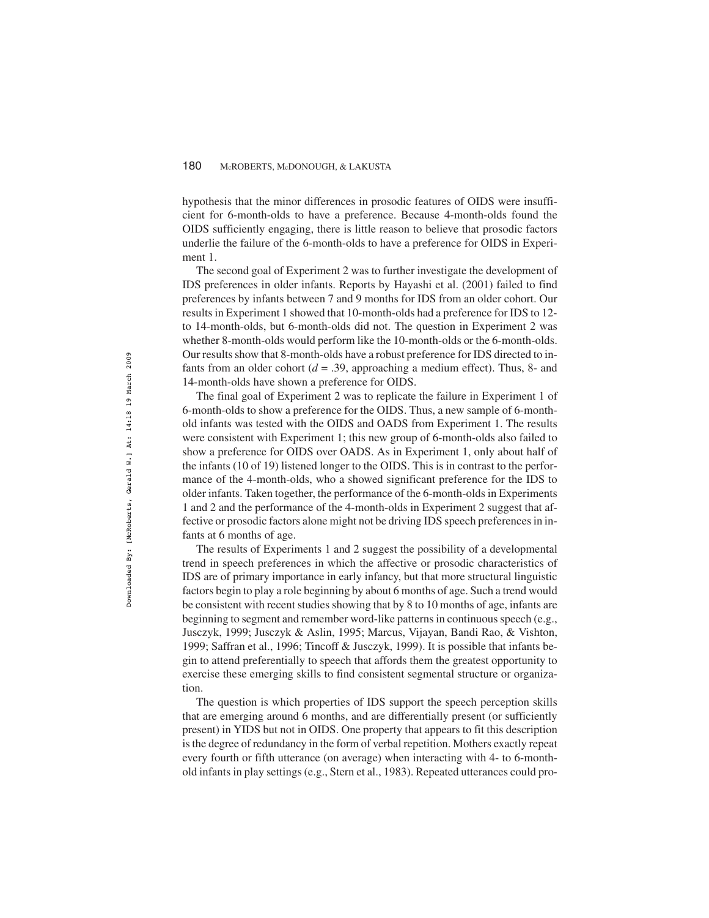hypothesis that the minor differences in prosodic features of OIDS were insufficient for 6-month-olds to have a preference. Because 4-month-olds found the OIDS sufficiently engaging, there is little reason to believe that prosodic factors underlie the failure of the 6-month-olds to have a preference for OIDS in Experiment 1.

The second goal of Experiment 2 was to further investigate the development of IDS preferences in older infants. Reports by Hayashi et al. (2001) failed to find preferences by infants between 7 and 9 months for IDS from an older cohort. Our results in Experiment 1 showed that 10-month-olds had a preference for IDS to 12- to 14-month-olds, but 6-month-olds did not. The question in Experiment 2 was whether 8-month-olds would perform like the 10-month-olds or the 6-month-olds. Our results show that 8-month-olds have a robust preference for IDS directed to infants from an older cohort ($d = .39$, approaching a medium effect). Thus, 8- and 14-month-olds have shown a preference for OIDS.

The final goal of Experiment 2 was to replicate the failure in Experiment 1 of 6-month-olds to show a preference for the OIDS. Thus, a new sample of 6-month-old infants was tested with the OIDS and OADS from Experiment 1. The results were consistent with Experiment 1; this new group of 6-month-olds also failed to show a preference for OIDS over OADS. As in Experiment 1, only about half of the infants (10 of 19) listened longer to the OIDS. This is in contrast to the performance of the 4-month-olds, who a showed significant preference for the IDS to older infants. Taken together, the performance of the 6-month-olds in Experiments 1 and 2 and the performance of the 4-month-olds in Experiment 2 suggest that affective or prosodic factors alone might not be driving IDS speech preferences in infants at 6 months of age.

The results of Experiments 1 and 2 suggest the possibility of a developmental trend in speech preferences in which the affective or prosodic characteristics of IDS are of primary importance in early infancy, but that more structural linguistic factors begin to play a role beginning by about 6 months of age. Such a trend would be consistent with recent studies showing that by 8 to 10 months of age, infants are beginning to segment and remember word-like patterns in continuous speech (e.g., Jusczyk, 1999; Jusczyk & Aslin, 1995; Marcus, Vijayan, Bandi Rao, & Vishton, 1999; Saffran et al., 1996; Tincoff & Jusczyk, 1999). It is possible that infants begin to attend preferentially to speech that affords them the greatest opportunity to exercise these emerging skills to find consistent segmental structure or organization.

The question is which properties of IDS support the speech perception skills that are emerging around 6 months, and are differentially present (or sufficiently present) in YIDS but not in OIDS. One property that appears to fit this description is the degree of redundancy in the form of verbal repetition. Mothers exactly repeat every fourth or fifth utterance (on average) when interacting with 4- to 6-month-old infants in play settings (e.g., Stern et al., 1983). Repeated utterances could pro-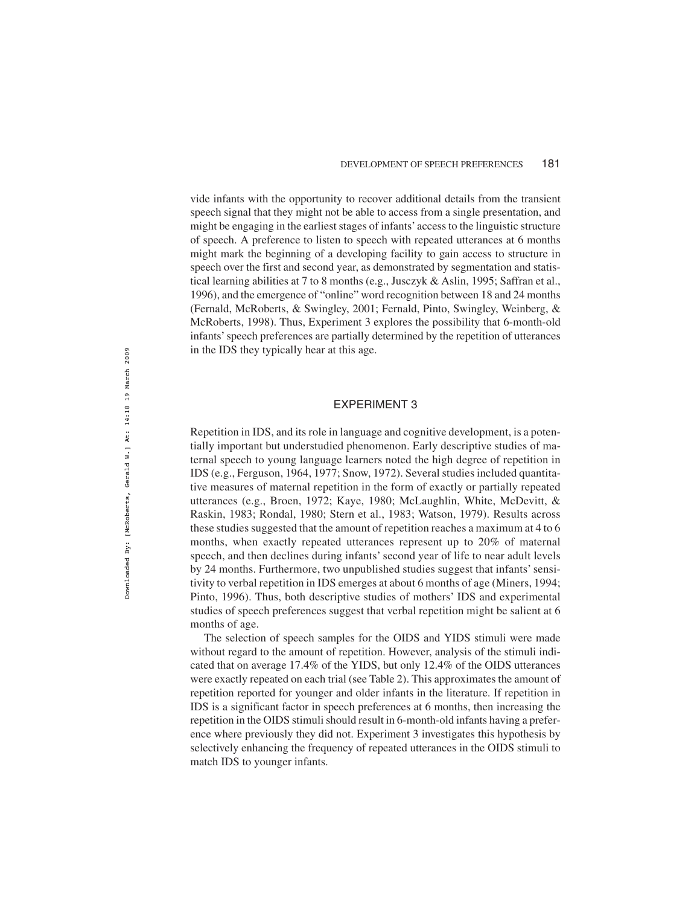vide infants with the opportunity to recover additional details from the transient speech signal that they might not be able to access from a single presentation, and might be engaging in the earliest stages of infants' access to the linguistic structure of speech. A preference to listen to speech with repeated utterances at 6 months might mark the beginning of a developing facility to gain access to structure in speech over the first and second year, as demonstrated by segmentation and statistical learning abilities at 7 to 8 months (e.g., Jusczyk & Aslin, 1995; Saffran et al., 1996), and the emergence of "online" word recognition between 18 and 24 months (Fernald, McRoberts, & Swingley, 2001; Fernald, Pinto, Swingley, Weinberg, & McRoberts, 1998). Thus, Experiment 3 explores the possibility that 6-month-old infants' speech preferences are partially determined by the repetition of utterances in the IDS they typically hear at this age.

## EXPERIMENT 3

Repetition in IDS, and its role in language and cognitive development, is a potentially important but understudied phenomenon. Early descriptive studies of maternal speech to young language learners noted the high degree of repetition in IDS (e.g., Ferguson, 1964, 1977; Snow, 1972). Several studies included quantitative measures of maternal repetition in the form of exactly or partially repeated utterances (e.g., Broen, 1972; Kaye, 1980; McLaughlin, White, McDevitt, & Raskin, 1983; Rondal, 1980; Stern et al., 1983; Watson, 1979). Results across these studies suggested that the amount of repetition reaches a maximum at 4 to 6 months, when exactly repeated utterances represent up to 20% of maternal speech, and then declines during infants' second year of life to near adult levels by 24 months. Furthermore, two unpublished studies suggest that infants' sensitivity to verbal repetition in IDS emerges at about 6 months of age (Miners, 1994; Pinto, 1996). Thus, both descriptive studies of mothers' IDS and experimental studies of speech preferences suggest that verbal repetition might be salient at 6 months of age.

The selection of speech samples for the OIDS and YIDS stimuli were made without regard to the amount of repetition. However, analysis of the stimuli indicated that on average 17.4% of the YIDS, but only 12.4% of the OIDS utterances were exactly repeated on each trial (see Table 2). This approximates the amount of repetition reported for younger and older infants in the literature. If repetition in IDS is a significant factor in speech preferences at 6 months, then increasing the repetition in the OIDS stimuli should result in 6-month-old infants having a preference where previously they did not. Experiment 3 investigates this hypothesis by selectively enhancing the frequency of repeated utterances in the OIDS stimuli to match IDS to younger infants.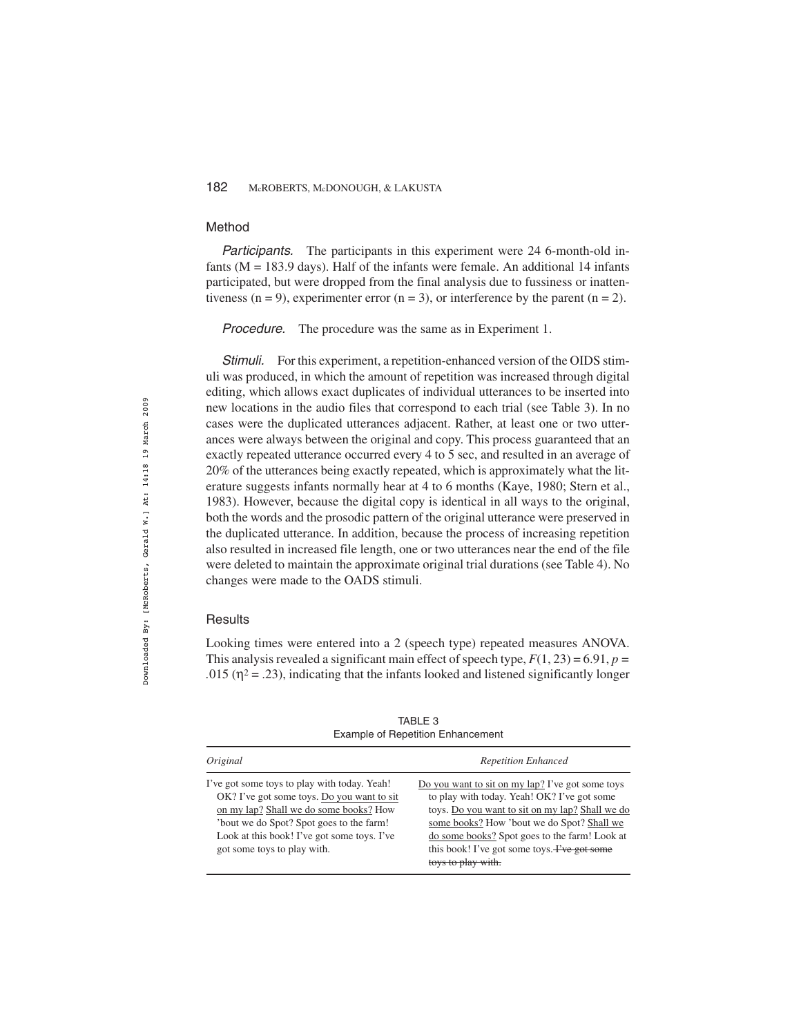## Method

*Participants.* The participants in this experiment were 24 6-month-old infants (M = 183.9 days). Half of the infants were female. An additional 14 infants participated, but were dropped from the final analysis due to fussiness or inattentiveness (n = 9), experimenter error (n = 3), or interference by the parent (n = 2).

*Procedure.* The procedure was the same as in Experiment 1.

*Stimuli.* For this experiment, a repetition-enhanced version of the OIDS stimuli was produced, in which the amount of repetition was increased through digital editing, which allows exact duplicates of individual utterances to be inserted into new locations in the audio files that correspond to each trial (see Table 3). In no cases were the duplicated utterances adjacent. Rather, at least one or two utterances were always between the original and copy. This process guaranteed that an exactly repeated utterance occurred every 4 to 5 sec, and resulted in an average of 20% of the utterances being exactly repeated, which is approximately what the literature suggests infants normally hear at 4 to 6 months (Kaye, 1980; Stern et al., 1983). However, because the digital copy is identical in all ways to the original, both the words and the prosodic pattern of the original utterance were preserved in the duplicated utterance. In addition, because the process of increasing repetition also resulted in increased file length, one or two utterances near the end of the file were deleted to maintain the approximate original trial durations (see Table 4). No changes were made to the OADS stimuli.

## Results

Looking times were entered into a 2 (speech type) repeated measures ANOVA. This analysis revealed a significant main effect of speech type, $F(1, 23) = 6.91$, $p = .015$ ($\eta^2 = .23$), indicating that the infants looked and listened significantly longer

TABLE 3
Example of Repetition Enhancement

| *Original* | *Repetition Enhanced* |
|---|---|
| I've got some toys to play with today. Yeah! OK? I've got some toys. <u>Do you want to sit on my lap?</u> <u>Shall we do some books?</u> How 'bout we do Spot? Spot goes to the farm! Look at this book! I've got some toys. I've got some toys to play with. | <u>Do you want to sit on my lap?</u> I've got some toys to play with today. Yeah! OK? I've got some toys. <u>Do you want to sit on my lap?</u> <u>Shall we do some books?</u> How 'bout we do Spot? <u>Shall we do some books?</u> Spot goes to the farm! Look at this book! I've got some toys. ~~I've got some toys to play with.~~ |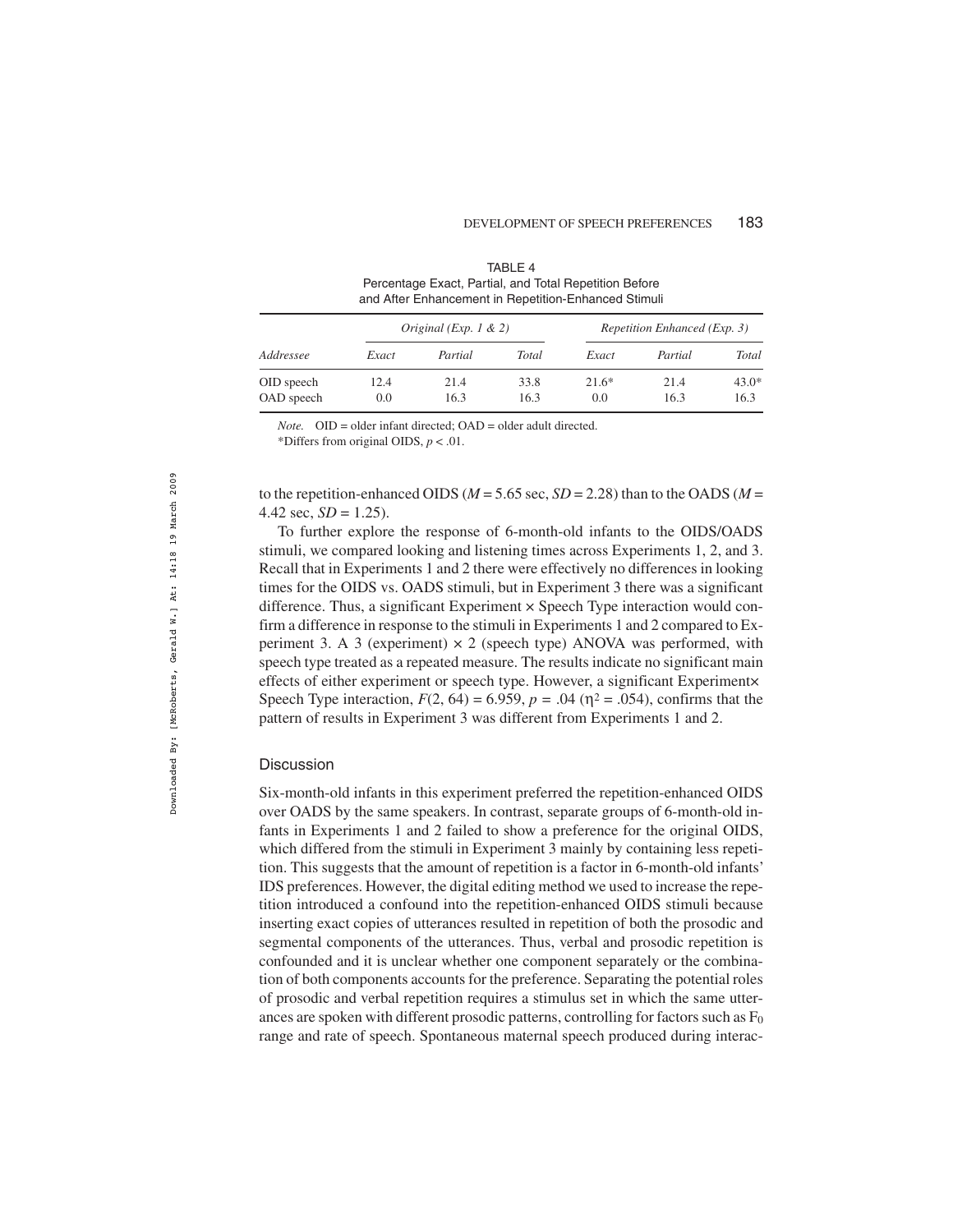TABLE 4
Percentage Exact, Partial, and Total Repetition Before and After Enhancement in Repetition-Enhanced Stimuli

| | *Original (Exp. 1 & 2)* | | | *Repetition Enhanced (Exp. 3)* | | |
|---|---|---|---|---|---|---|
| *Addressee* | *Exact* | *Partial* | *Total* | *Exact* | *Partial* | *Total* |
| OID speech | 12.4 | 21.4 | 33.8 | 21.6* | 21.4 | 43.0* |
| OAD speech | 0.0 | 16.3 | 16.3 | 0.0 | 16.3 | 16.3 |

*Note.* OID = older infant directed; OAD = older adult directed.
*Differs from original OIDS, $p < .01$.

to the repetition-enhanced OIDS ($M = 5.65$ sec, $SD = 2.28$) than to the OADS ($M = 4.42$ sec, $SD = 1.25$).

To further explore the response of 6-month-old infants to the OIDS/OADS stimuli, we compared looking and listening times across Experiments 1, 2, and 3. Recall that in Experiments 1 and 2 there were effectively no differences in looking times for the OIDS vs. OADS stimuli, but in Experiment 3 there was a significant difference. Thus, a significant Experiment × Speech Type interaction would confirm a difference in response to the stimuli in Experiments 1 and 2 compared to Experiment 3. A 3 (experiment) × 2 (speech type) ANOVA was performed, with speech type treated as a repeated measure. The results indicate no significant main effects of either experiment or speech type. However, a significant Experiment× Speech Type interaction, $F(2, 64) = 6.959$, $p = .04$ ($\eta^2 = .054$), confirms that the pattern of results in Experiment 3 was different from Experiments 1 and 2.

## Discussion

Six-month-old infants in this experiment preferred the repetition-enhanced OIDS over OADS by the same speakers. In contrast, separate groups of 6-month-old infants in Experiments 1 and 2 failed to show a preference for the original OIDS, which differed from the stimuli in Experiment 3 mainly by containing less repetition. This suggests that the amount of repetition is a factor in 6-month-old infants' IDS preferences. However, the digital editing method we used to increase the repetition introduced a confound into the repetition-enhanced OIDS stimuli because inserting exact copies of utterances resulted in repetition of both the prosodic and segmental components of the utterances. Thus, verbal and prosodic repetition is confounded and it is unclear whether one component separately or the combination of both components accounts for the preference. Separating the potential roles of prosodic and verbal repetition requires a stimulus set in which the same utterances are spoken with different prosodic patterns, controlling for factors such as $F_0$ range and rate of speech. Spontaneous maternal speech produced during interac-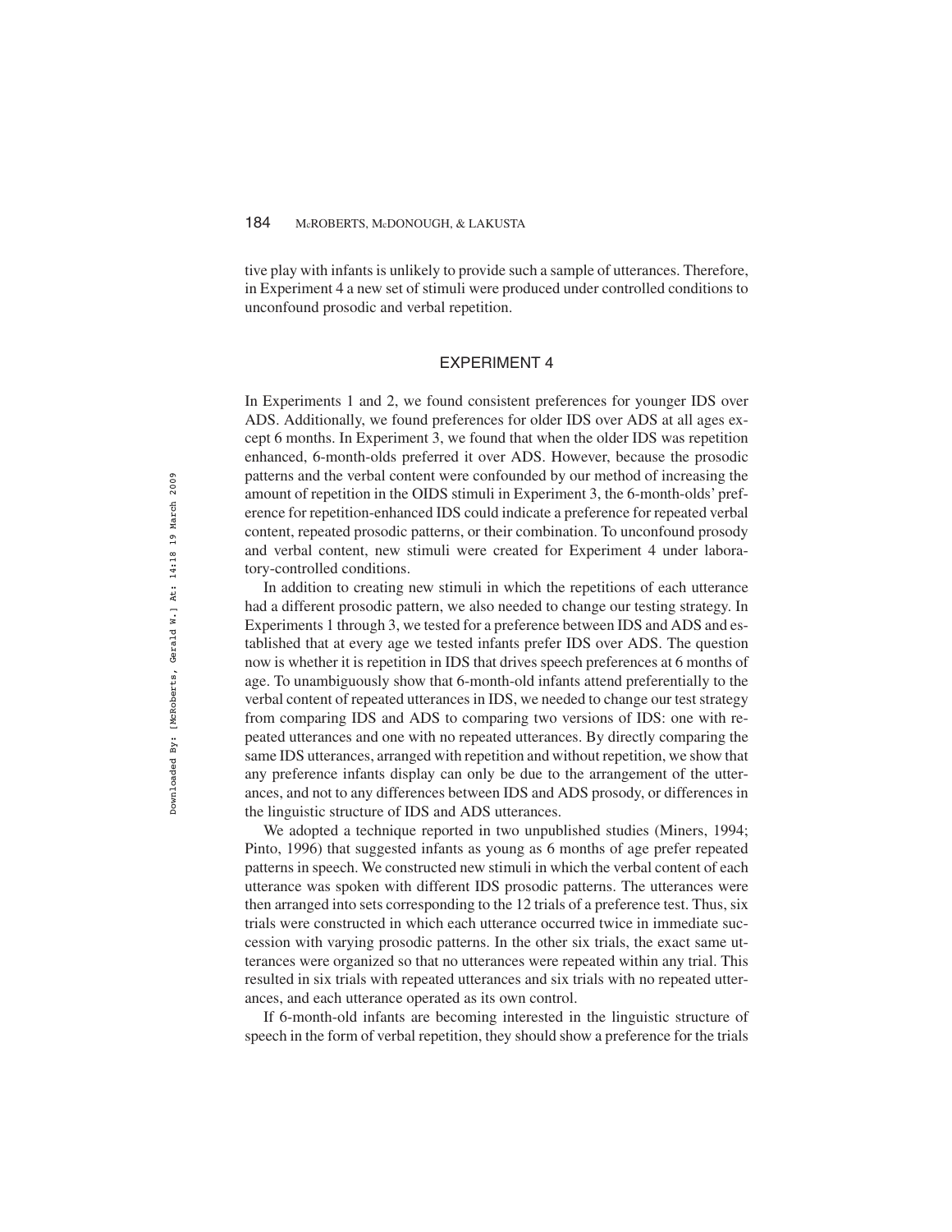tive play with infants is unlikely to provide such a sample of utterances. Therefore, in Experiment 4 a new set of stimuli were produced under controlled conditions to unconfound prosodic and verbal repetition.

## EXPERIMENT 4

In Experiments 1 and 2, we found consistent preferences for younger IDS over ADS. Additionally, we found preferences for older IDS over ADS at all ages except 6 months. In Experiment 3, we found that when the older IDS was repetition enhanced, 6-month-olds preferred it over ADS. However, because the prosodic patterns and the verbal content were confounded by our method of increasing the amount of repetition in the OIDS stimuli in Experiment 3, the 6-month-olds' preference for repetition-enhanced IDS could indicate a preference for repeated verbal content, repeated prosodic patterns, or their combination. To unconfound prosody and verbal content, new stimuli were created for Experiment 4 under laboratory-controlled conditions.

In addition to creating new stimuli in which the repetitions of each utterance had a different prosodic pattern, we also needed to change our testing strategy. In Experiments 1 through 3, we tested for a preference between IDS and ADS and established that at every age we tested infants prefer IDS over ADS. The question now is whether it is repetition in IDS that drives speech preferences at 6 months of age. To unambiguously show that 6-month-old infants attend preferentially to the verbal content of repeated utterances in IDS, we needed to change our test strategy from comparing IDS and ADS to comparing two versions of IDS: one with repeated utterances and one with no repeated utterances. By directly comparing the same IDS utterances, arranged with repetition and without repetition, we show that any preference infants display can only be due to the arrangement of the utterances, and not to any differences between IDS and ADS prosody, or differences in the linguistic structure of IDS and ADS utterances.

We adopted a technique reported in two unpublished studies (Miners, 1994; Pinto, 1996) that suggested infants as young as 6 months of age prefer repeated patterns in speech. We constructed new stimuli in which the verbal content of each utterance was spoken with different IDS prosodic patterns. The utterances were then arranged into sets corresponding to the 12 trials of a preference test. Thus, six trials were constructed in which each utterance occurred twice in immediate succession with varying prosodic patterns. In the other six trials, the exact same utterances were organized so that no utterances were repeated within any trial. This resulted in six trials with repeated utterances and six trials with no repeated utterances, and each utterance operated as its own control.

If 6-month-old infants are becoming interested in the linguistic structure of speech in the form of verbal repetition, they should show a preference for the trials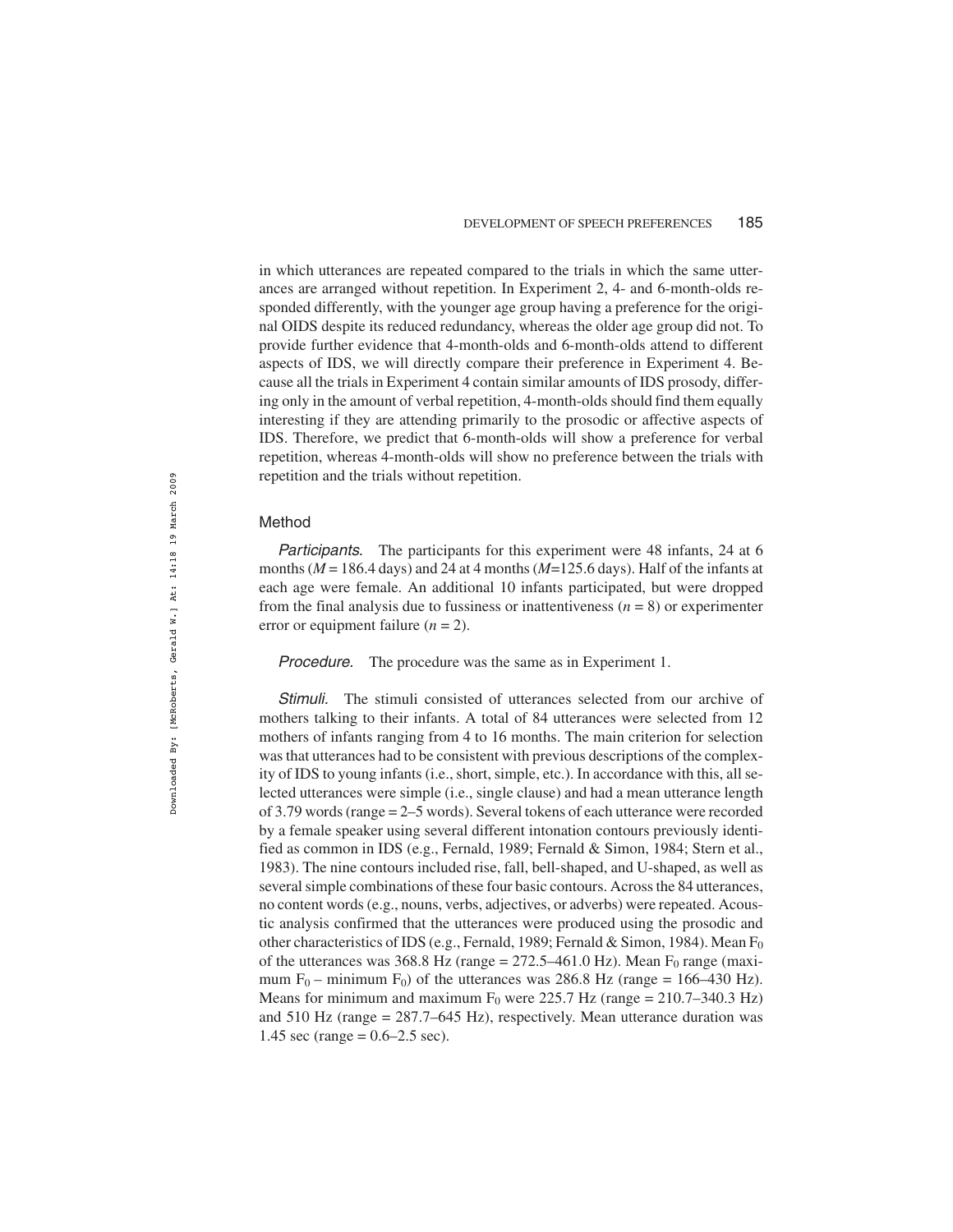in which utterances are repeated compared to the trials in which the same utterances are arranged without repetition. In Experiment 2, 4- and 6-month-olds responded differently, with the younger age group having a preference for the original OIDS despite its reduced redundancy, whereas the older age group did not. To provide further evidence that 4-month-olds and 6-month-olds attend to different aspects of IDS, we will directly compare their preference in Experiment 4. Because all the trials in Experiment 4 contain similar amounts of IDS prosody, differing only in the amount of verbal repetition, 4-month-olds should find them equally interesting if they are attending primarily to the prosodic or affective aspects of IDS. Therefore, we predict that 6-month-olds will show a preference for verbal repetition, whereas 4-month-olds will show no preference between the trials with repetition and the trials without repetition.

## Method

*Participants.* The participants for this experiment were 48 infants, 24 at 6 months ($M$ = 186.4 days) and 24 at 4 months ($M$=125.6 days). Half of the infants at each age were female. An additional 10 infants participated, but were dropped from the final analysis due to fussiness or inattentiveness ($n$ = 8) or experimenter error or equipment failure ($n$ = 2).

*Procedure.* The procedure was the same as in Experiment 1.

*Stimuli.* The stimuli consisted of utterances selected from our archive of mothers talking to their infants. A total of 84 utterances were selected from 12 mothers of infants ranging from 4 to 16 months. The main criterion for selection was that utterances had to be consistent with previous descriptions of the complexity of IDS to young infants (i.e., short, simple, etc.). In accordance with this, all selected utterances were simple (i.e., single clause) and had a mean utterance length of 3.79 words (range = 2–5 words). Several tokens of each utterance were recorded by a female speaker using several different intonation contours previously identified as common in IDS (e.g., Fernald, 1989; Fernald & Simon, 1984; Stern et al., 1983). The nine contours included rise, fall, bell-shaped, and U-shaped, as well as several simple combinations of these four basic contours. Across the 84 utterances, no content words (e.g., nouns, verbs, adjectives, or adverbs) were repeated. Acoustic analysis confirmed that the utterances were produced using the prosodic and other characteristics of IDS (e.g., Fernald, 1989; Fernald & Simon, 1984). Mean $F_0$ of the utterances was 368.8 Hz (range = 272.5–461.0 Hz). Mean $F_0$ range (maximum $F_0$ – minimum $F_0$) of the utterances was 286.8 Hz (range = 166–430 Hz). Means for minimum and maximum $F_0$ were 225.7 Hz (range = 210.7–340.3 Hz) and 510 Hz (range = 287.7–645 Hz), respectively. Mean utterance duration was 1.45 sec (range = 0.6–2.5 sec).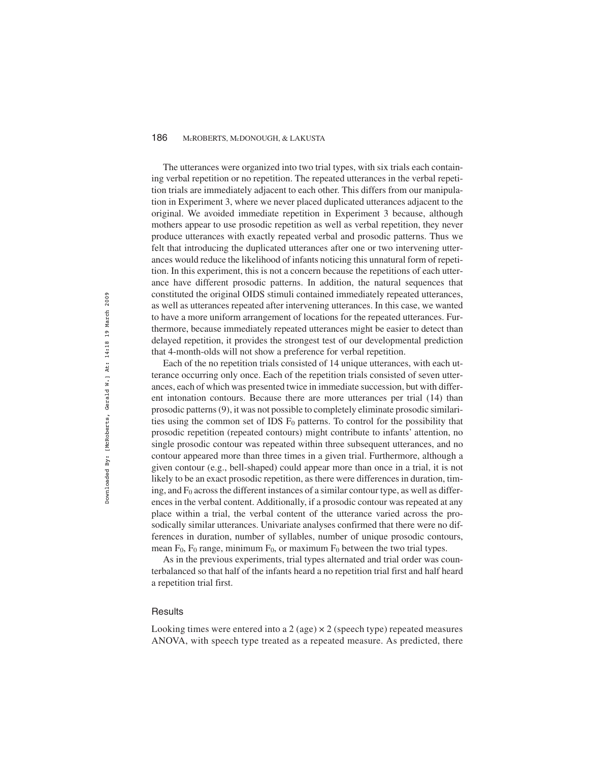The utterances were organized into two trial types, with six trials each containing verbal repetition or no repetition. The repeated utterances in the verbal repetition trials are immediately adjacent to each other. This differs from our manipulation in Experiment 3, where we never placed duplicated utterances adjacent to the original. We avoided immediate repetition in Experiment 3 because, although mothers appear to use prosodic repetition as well as verbal repetition, they never produce utterances with exactly repeated verbal and prosodic patterns. Thus we felt that introducing the duplicated utterances after one or two intervening utterances would reduce the likelihood of infants noticing this unnatural form of repetition. In this experiment, this is not a concern because the repetitions of each utterance have different prosodic patterns. In addition, the natural sequences that constituted the original OIDS stimuli contained immediately repeated utterances, as well as utterances repeated after intervening utterances. In this case, we wanted to have a more uniform arrangement of locations for the repeated utterances. Furthermore, because immediately repeated utterances might be easier to detect than delayed repetition, it provides the strongest test of our developmental prediction that 4-month-olds will not show a preference for verbal repetition.

Each of the no repetition trials consisted of 14 unique utterances, with each utterance occurring only once. Each of the repetition trials consisted of seven utterances, each of which was presented twice in immediate succession, but with different intonation contours. Because there are more utterances per trial (14) than prosodic patterns (9), it was not possible to completely eliminate prosodic similarities using the common set of IDS $F_0$ patterns. To control for the possibility that prosodic repetition (repeated contours) might contribute to infants' attention, no single prosodic contour was repeated within three subsequent utterances, and no contour appeared more than three times in a given trial. Furthermore, although a given contour (e.g., bell-shaped) could appear more than once in a trial, it is not likely to be an exact prosodic repetition, as there were differences in duration, timing, and $F_0$ across the different instances of a similar contour type, as well as differences in the verbal content. Additionally, if a prosodic contour was repeated at any place within a trial, the verbal content of the utterance varied across the prosodically similar utterances. Univariate analyses confirmed that there were no differences in duration, number of syllables, number of unique prosodic contours, mean $F_0$, $F_0$ range, minimum $F_0$, or maximum $F_0$ between the two trial types.

As in the previous experiments, trial types alternated and trial order was counterbalanced so that half of the infants heard a no repetition trial first and half heard a repetition trial first.

### Results

Looking times were entered into a 2 (age) × 2 (speech type) repeated measures ANOVA, with speech type treated as a repeated measure. As predicted, there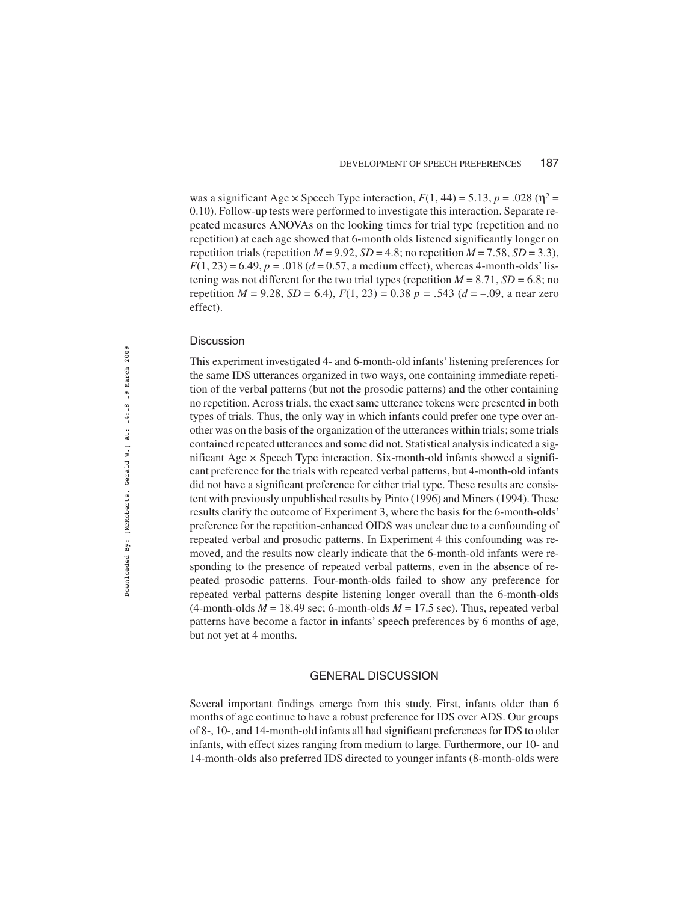was a significant Age × Speech Type interaction, $F(1, 44) = 5.13$, $p = .028$ ($\eta^2 = 0.10$). Follow-up tests were performed to investigate this interaction. Separate repeated measures ANOVAs on the looking times for trial type (repetition and no repetition) at each age showed that 6-month olds listened significantly longer on repetition trials (repetition $M = 9.92$, $SD = 4.8$; no repetition $M = 7.58$, $SD = 3.3$), $F(1, 23) = 6.49$, $p = .018$ ($d = 0.57$, a medium effect), whereas 4-month-olds' listening was not different for the two trial types (repetition $M = 8.71$, $SD = 6.8$; no repetition $M = 9.28$, $SD = 6.4$), $F(1, 23) = 0.38$ $p = .543$ ($d = -.09$, a near zero effect).

### Discussion

This experiment investigated 4- and 6-month-old infants' listening preferences for the same IDS utterances organized in two ways, one containing immediate repetition of the verbal patterns (but not the prosodic patterns) and the other containing no repetition. Across trials, the exact same utterance tokens were presented in both types of trials. Thus, the only way in which infants could prefer one type over another was on the basis of the organization of the utterances within trials; some trials contained repeated utterances and some did not. Statistical analysis indicated a significant Age × Speech Type interaction. Six-month-old infants showed a significant preference for the trials with repeated verbal patterns, but 4-month-old infants did not have a significant preference for either trial type. These results are consistent with previously unpublished results by Pinto (1996) and Miners (1994). These results clarify the outcome of Experiment 3, where the basis for the 6-month-olds' preference for the repetition-enhanced OIDS was unclear due to a confounding of repeated verbal and prosodic patterns. In Experiment 4 this confounding was removed, and the results now clearly indicate that the 6-month-old infants were responding to the presence of repeated verbal patterns, even in the absence of repeated prosodic patterns. Four-month-olds failed to show any preference for repeated verbal patterns despite listening longer overall than the 6-month-olds (4-month-olds $M = 18.49$ sec; 6-month-olds $M = 17.5$ sec). Thus, repeated verbal patterns have become a factor in infants' speech preferences by 6 months of age, but not yet at 4 months.

## GENERAL DISCUSSION

Several important findings emerge from this study. First, infants older than 6 months of age continue to have a robust preference for IDS over ADS. Our groups of 8-, 10-, and 14-month-old infants all had significant preferences for IDS to older infants, with effect sizes ranging from medium to large. Furthermore, our 10- and 14-month-olds also preferred IDS directed to younger infants (8-month-olds were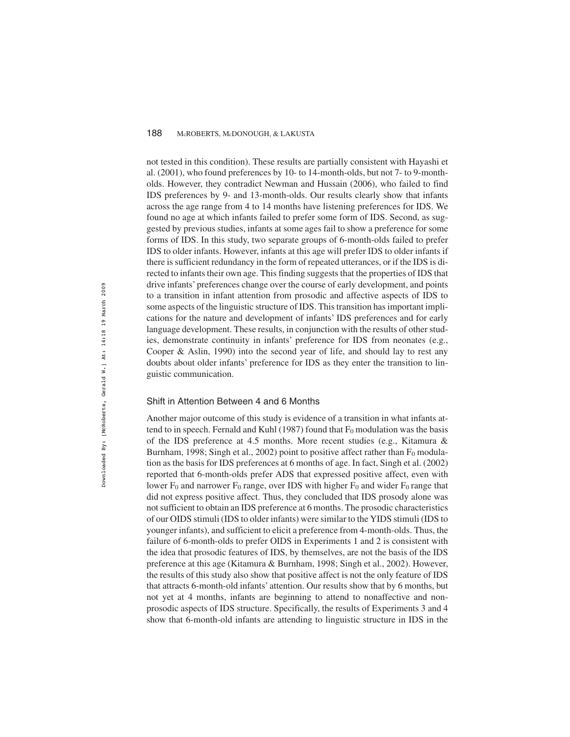not tested in this condition). These results are partially consistent with Hayashi et al. (2001), who found preferences by 10- to 14-month-olds, but not 7- to 9-month-olds. However, they contradict Newman and Hussain (2006), who failed to find IDS preferences by 9- and 13-month-olds. Our results clearly show that infants across the age range from 4 to 14 months have listening preferences for IDS. We found no age at which infants failed to prefer some form of IDS. Second, as suggested by previous studies, infants at some ages fail to show a preference for some forms of IDS. In this study, two separate groups of 6-month-olds failed to prefer IDS to older infants. However, infants at this age will prefer IDS to older infants if there is sufficient redundancy in the form of repeated utterances, or if the IDS is directed to infants their own age. This finding suggests that the properties of IDS that drive infants' preferences change over the course of early development, and points to a transition in infant attention from prosodic and affective aspects of IDS to some aspects of the linguistic structure of IDS. This transition has important implications for the nature and development of infants' IDS preferences and for early language development. These results, in conjunction with the results of other studies, demonstrate continuity in infants' preference for IDS from neonates (e.g., Cooper & Aslin, 1990) into the second year of life, and should lay to rest any doubts about older infants' preference for IDS as they enter the transition to linguistic communication.

### Shift in Attention Between 4 and 6 Months

Another major outcome of this study is evidence of a transition in what infants attend to in speech. Fernald and Kuhl (1987) found that $F_0$ modulation was the basis of the IDS preference at 4.5 months. More recent studies (e.g., Kitamura & Burnham, 1998; Singh et al., 2002) point to positive affect rather than $F_0$ modulation as the basis for IDS preferences at 6 months of age. In fact, Singh et al. (2002) reported that 6-month-olds prefer ADS that expressed positive affect, even with lower $F_0$ and narrower $F_0$ range, over IDS with higher $F_0$ and wider $F_0$ range that did not express positive affect. Thus, they concluded that IDS prosody alone was not sufficient to obtain an IDS preference at 6 months. The prosodic characteristics of our OIDS stimuli (IDS to older infants) were similar to the YIDS stimuli (IDS to younger infants), and sufficient to elicit a preference from 4-month-olds. Thus, the failure of 6-month-olds to prefer OIDS in Experiments 1 and 2 is consistent with the idea that prosodic features of IDS, by themselves, are not the basis of the IDS preference at this age (Kitamura & Burnham, 1998; Singh et al., 2002). However, the results of this study also show that positive affect is not the only feature of IDS that attracts 6-month-old infants' attention. Our results show that by 6 months, but not yet at 4 months, infants are beginning to attend to nonaffective and nonprosodic aspects of IDS structure. Specifically, the results of Experiments 3 and 4 show that 6-month-old infants are attending to linguistic structure in IDS in the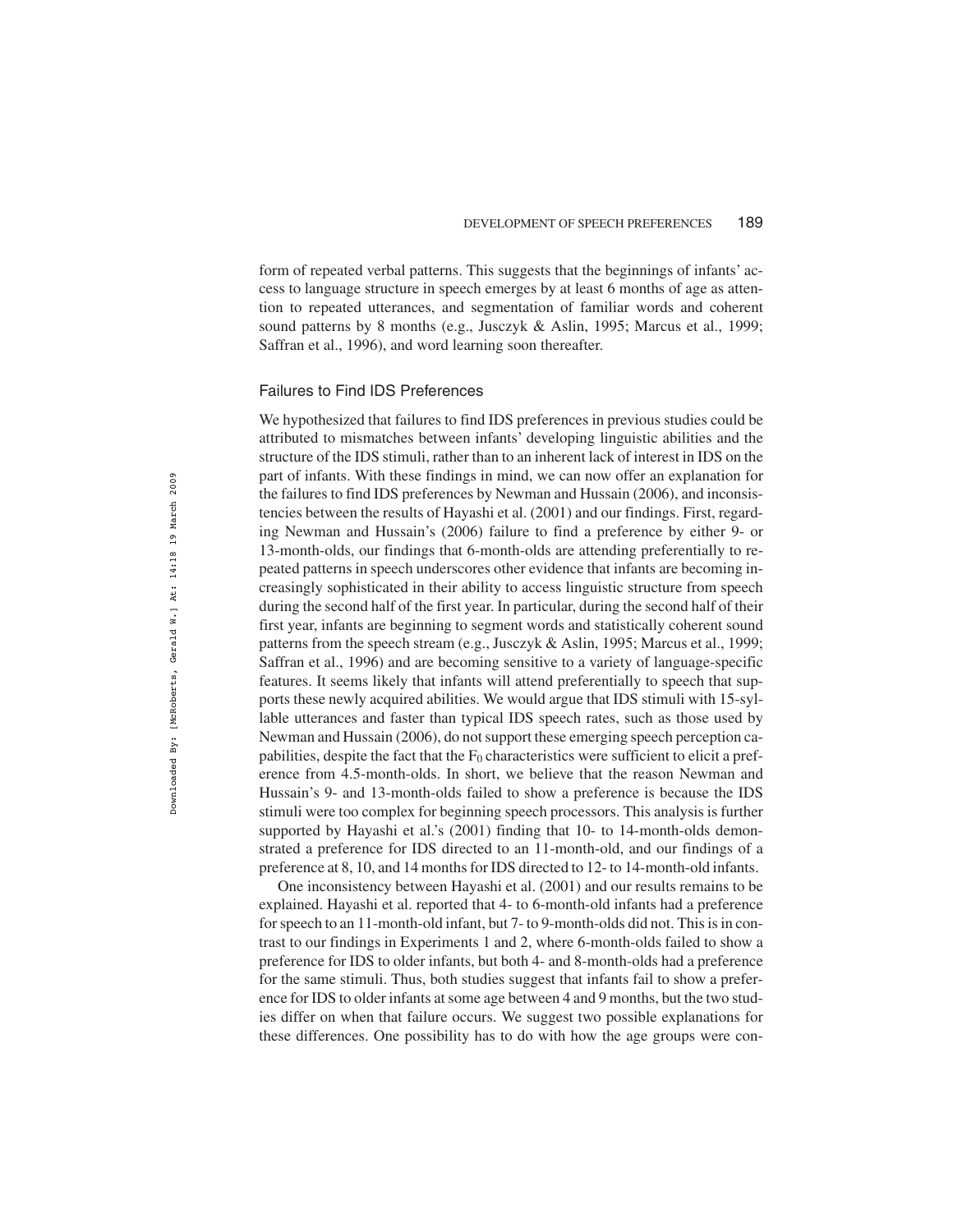form of repeated verbal patterns. This suggests that the beginnings of infants' access to language structure in speech emerges by at least 6 months of age as attention to repeated utterances, and segmentation of familiar words and coherent sound patterns by 8 months (e.g., Jusczyk & Aslin, 1995; Marcus et al., 1999; Saffran et al., 1996), and word learning soon thereafter.

## Failures to Find IDS Preferences

We hypothesized that failures to find IDS preferences in previous studies could be attributed to mismatches between infants' developing linguistic abilities and the structure of the IDS stimuli, rather than to an inherent lack of interest in IDS on the part of infants. With these findings in mind, we can now offer an explanation for the failures to find IDS preferences by Newman and Hussain (2006), and inconsistencies between the results of Hayashi et al. (2001) and our findings. First, regarding Newman and Hussain's (2006) failure to find a preference by either 9- or 13-month-olds, our findings that 6-month-olds are attending preferentially to repeated patterns in speech underscores other evidence that infants are becoming increasingly sophisticated in their ability to access linguistic structure from speech during the second half of the first year. In particular, during the second half of their first year, infants are beginning to segment words and statistically coherent sound patterns from the speech stream (e.g., Jusczyk & Aslin, 1995; Marcus et al., 1999; Saffran et al., 1996) and are becoming sensitive to a variety of language-specific features. It seems likely that infants will attend preferentially to speech that supports these newly acquired abilities. We would argue that IDS stimuli with 15-syllable utterances and faster than typical IDS speech rates, such as those used by Newman and Hussain (2006), do not support these emerging speech perception capabilities, despite the fact that the $F_0$ characteristics were sufficient to elicit a preference from 4.5-month-olds. In short, we believe that the reason Newman and Hussain's 9- and 13-month-olds failed to show a preference is because the IDS stimuli were too complex for beginning speech processors. This analysis is further supported by Hayashi et al.'s (2001) finding that 10- to 14-month-olds demonstrated a preference for IDS directed to an 11-month-old, and our findings of a preference at 8, 10, and 14 months for IDS directed to 12- to 14-month-old infants.

One inconsistency between Hayashi et al. (2001) and our results remains to be explained. Hayashi et al. reported that 4- to 6-month-old infants had a preference for speech to an 11-month-old infant, but 7- to 9-month-olds did not. This is in contrast to our findings in Experiments 1 and 2, where 6-month-olds failed to show a preference for IDS to older infants, but both 4- and 8-month-olds had a preference for the same stimuli. Thus, both studies suggest that infants fail to show a preference for IDS to older infants at some age between 4 and 9 months, but the two studies differ on when that failure occurs. We suggest two possible explanations for these differences. One possibility has to do with how the age groups were con-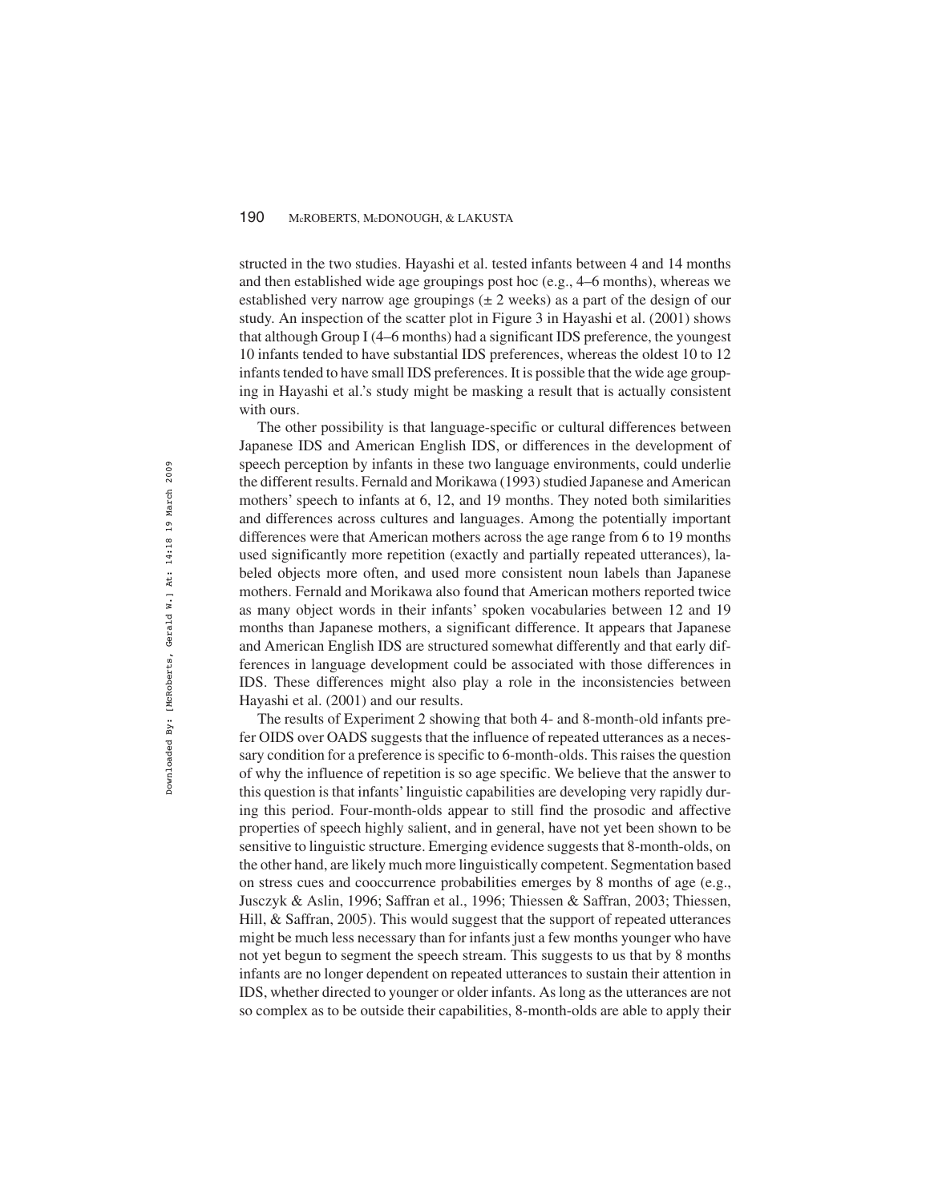structed in the two studies. Hayashi et al. tested infants between 4 and 14 months and then established wide age groupings post hoc (e.g., 4–6 months), whereas we established very narrow age groupings (± 2 weeks) as a part of the design of our study. An inspection of the scatter plot in Figure 3 in Hayashi et al. (2001) shows that although Group I (4–6 months) had a significant IDS preference, the youngest 10 infants tended to have substantial IDS preferences, whereas the oldest 10 to 12 infants tended to have small IDS preferences. It is possible that the wide age grouping in Hayashi et al.'s study might be masking a result that is actually consistent with ours.

The other possibility is that language-specific or cultural differences between Japanese IDS and American English IDS, or differences in the development of speech perception by infants in these two language environments, could underlie the different results. Fernald and Morikawa (1993) studied Japanese and American mothers' speech to infants at 6, 12, and 19 months. They noted both similarities and differences across cultures and languages. Among the potentially important differences were that American mothers across the age range from 6 to 19 months used significantly more repetition (exactly and partially repeated utterances), labeled objects more often, and used more consistent noun labels than Japanese mothers. Fernald and Morikawa also found that American mothers reported twice as many object words in their infants' spoken vocabularies between 12 and 19 months than Japanese mothers, a significant difference. It appears that Japanese and American English IDS are structured somewhat differently and that early differences in language development could be associated with those differences in IDS. These differences might also play a role in the inconsistencies between Hayashi et al. (2001) and our results.

The results of Experiment 2 showing that both 4- and 8-month-old infants prefer OIDS over OADS suggests that the influence of repeated utterances as a necessary condition for a preference is specific to 6-month-olds. This raises the question of why the influence of repetition is so age specific. We believe that the answer to this question is that infants' linguistic capabilities are developing very rapidly during this period. Four-month-olds appear to still find the prosodic and affective properties of speech highly salient, and in general, have not yet been shown to be sensitive to linguistic structure. Emerging evidence suggests that 8-month-olds, on the other hand, are likely much more linguistically competent. Segmentation based on stress cues and cooccurrence probabilities emerges by 8 months of age (e.g., Jusczyk & Aslin, 1996; Saffran et al., 1996; Thiessen & Saffran, 2003; Thiessen, Hill, & Saffran, 2005). This would suggest that the support of repeated utterances might be much less necessary than for infants just a few months younger who have not yet begun to segment the speech stream. This suggests to us that by 8 months infants are no longer dependent on repeated utterances to sustain their attention in IDS, whether directed to younger or older infants. As long as the utterances are not so complex as to be outside their capabilities, 8-month-olds are able to apply their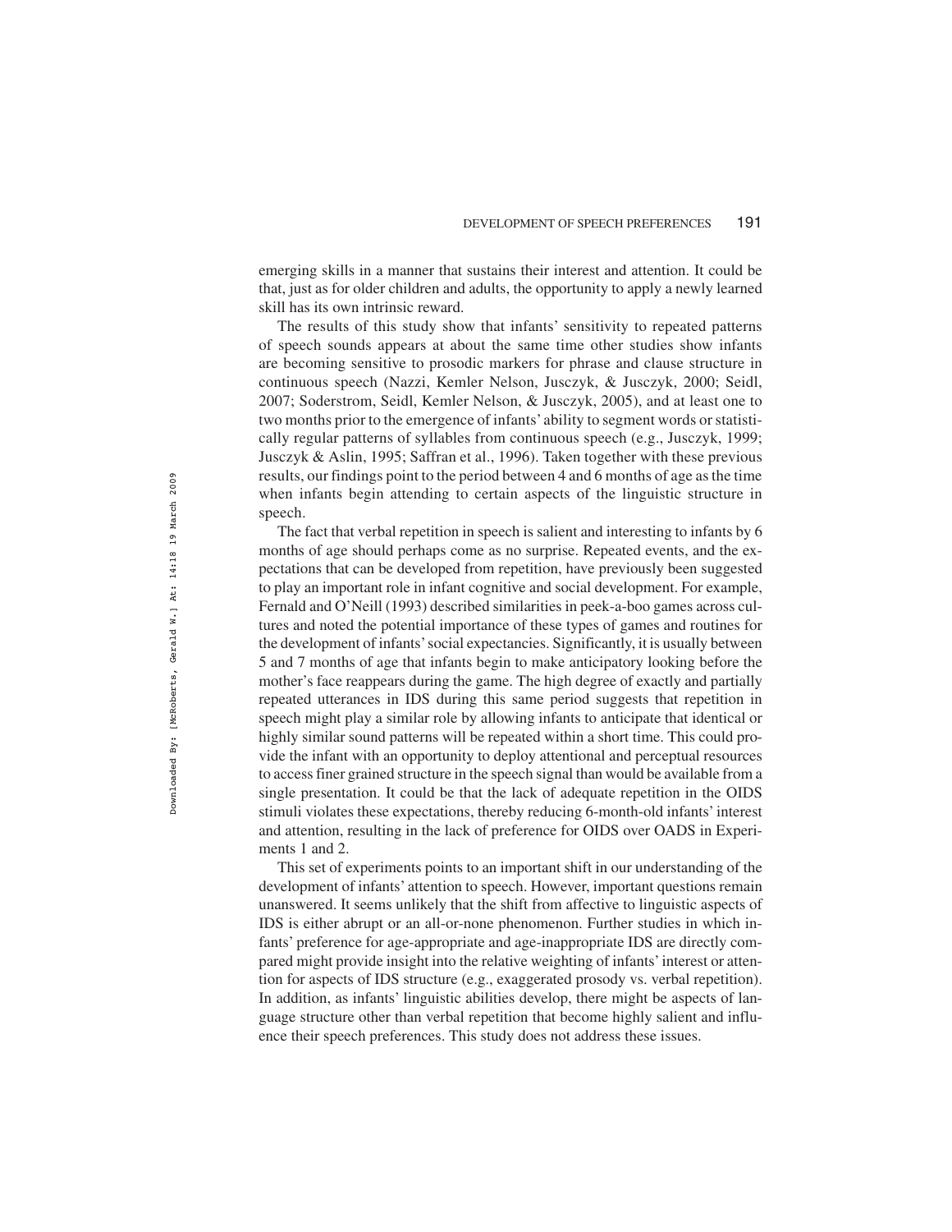emerging skills in a manner that sustains their interest and attention. It could be that, just as for older children and adults, the opportunity to apply a newly learned skill has its own intrinsic reward.

The results of this study show that infants' sensitivity to repeated patterns of speech sounds appears at about the same time other studies show infants are becoming sensitive to prosodic markers for phrase and clause structure in continuous speech (Nazzi, Kemler Nelson, Jusczyk, & Jusczyk, 2000; Seidl, 2007; Soderstrom, Seidl, Kemler Nelson, & Jusczyk, 2005), and at least one to two months prior to the emergence of infants' ability to segment words or statistically regular patterns of syllables from continuous speech (e.g., Jusczyk, 1999; Jusczyk & Aslin, 1995; Saffran et al., 1996). Taken together with these previous results, our findings point to the period between 4 and 6 months of age as the time when infants begin attending to certain aspects of the linguistic structure in speech.

The fact that verbal repetition in speech is salient and interesting to infants by 6 months of age should perhaps come as no surprise. Repeated events, and the expectations that can be developed from repetition, have previously been suggested to play an important role in infant cognitive and social development. For example, Fernald and O'Neill (1993) described similarities in peek-a-boo games across cultures and noted the potential importance of these types of games and routines for the development of infants' social expectancies. Significantly, it is usually between 5 and 7 months of age that infants begin to make anticipatory looking before the mother's face reappears during the game. The high degree of exactly and partially repeated utterances in IDS during this same period suggests that repetition in speech might play a similar role by allowing infants to anticipate that identical or highly similar sound patterns will be repeated within a short time. This could provide the infant with an opportunity to deploy attentional and perceptual resources to access finer grained structure in the speech signal than would be available from a single presentation. It could be that the lack of adequate repetition in the OIDS stimuli violates these expectations, thereby reducing 6-month-old infants' interest and attention, resulting in the lack of preference for OIDS over OADS in Experiments 1 and 2.

This set of experiments points to an important shift in our understanding of the development of infants' attention to speech. However, important questions remain unanswered. It seems unlikely that the shift from affective to linguistic aspects of IDS is either abrupt or an all-or-none phenomenon. Further studies in which infants' preference for age-appropriate and age-inappropriate IDS are directly compared might provide insight into the relative weighting of infants' interest or attention for aspects of IDS structure (e.g., exaggerated prosody vs. verbal repetition). In addition, as infants' linguistic abilities develop, there might be aspects of language structure other than verbal repetition that become highly salient and influence their speech preferences. This study does not address these issues.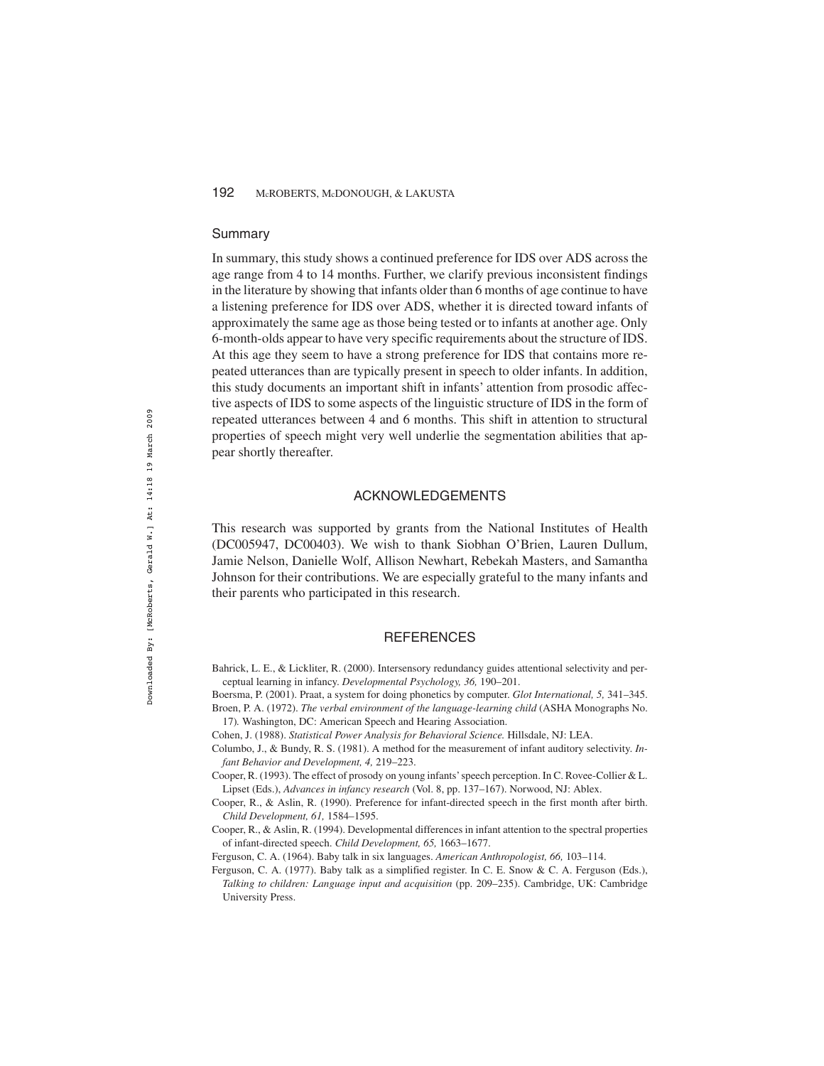### Summary

In summary, this study shows a continued preference for IDS over ADS across the age range from 4 to 14 months. Further, we clarify previous inconsistent findings in the literature by showing that infants older than 6 months of age continue to have a listening preference for IDS over ADS, whether it is directed toward infants of approximately the same age as those being tested or to infants at another age. Only 6-month-olds appear to have very specific requirements about the structure of IDS. At this age they seem to have a strong preference for IDS that contains more repeated utterances than are typically present in speech to older infants. In addition, this study documents an important shift in infants' attention from prosodic affective aspects of IDS to some aspects of the linguistic structure of IDS in the form of repeated utterances between 4 and 6 months. This shift in attention to structural properties of speech might very well underlie the segmentation abilities that appear shortly thereafter.

## ACKNOWLEDGEMENTS

This research was supported by grants from the National Institutes of Health (DC005947, DC00403). We wish to thank Siobhan O'Brien, Lauren Dullum, Jamie Nelson, Danielle Wolf, Allison Newhart, Rebekah Masters, and Samantha Johnson for their contributions. We are especially grateful to the many infants and their parents who participated in this research.

## REFERENCES

Bahrick, L. E., & Lickliter, R. (2000). Intersensory redundancy guides attentional selectivity and perceptual learning in infancy. *Developmental Psychology, 36,* 190–201.

Boersma, P. (2001). Praat, a system for doing phonetics by computer. *Glot International, 5,* 341–345.

Broen, P. A. (1972). *The verbal environment of the language-learning child* (ASHA Monographs No. 17). Washington, DC: American Speech and Hearing Association.

Cohen, J. (1988). *Statistical Power Analysis for Behavioral Science.* Hillsdale, NJ: LEA.

Columbo, J., & Bundy, R. S. (1981). A method for the measurement of infant auditory selectivity. *Infant Behavior and Development, 4,* 219–223.

Cooper, R. (1993). The effect of prosody on young infants' speech perception. In C. Rovee-Collier & L. Lipset (Eds.), *Advances in infancy research* (Vol. 8, pp. 137–167). Norwood, NJ: Ablex.

Cooper, R., & Aslin, R. (1990). Preference for infant-directed speech in the first month after birth. *Child Development, 61,* 1584–1595.

Cooper, R., & Aslin, R. (1994). Developmental differences in infant attention to the spectral properties of infant-directed speech. *Child Development, 65,* 1663–1677.

Ferguson, C. A. (1964). Baby talk in six languages. *American Anthropologist, 66,* 103–114.

Ferguson, C. A. (1977). Baby talk as a simplified register. In C. E. Snow & C. A. Ferguson (Eds.), *Talking to children: Language input and acquisition* (pp. 209–235). Cambridge, UK: Cambridge University Press.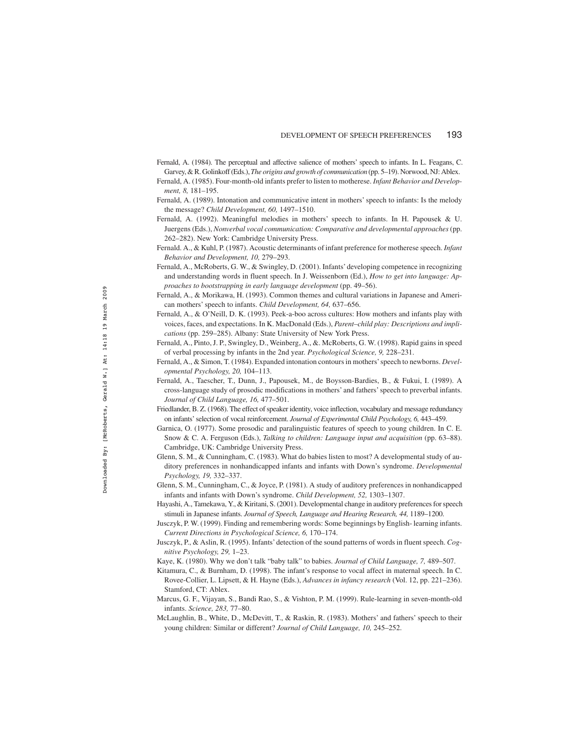Fernald, A. (1984). The perceptual and affective salience of mothers' speech to infants. In L. Feagans, C. Garvey, & R. Golinkoff (Eds.), *The origins and growth of communication* (pp. 5–19). Norwood, NJ: Ablex.

Fernald, A. (1985). Four-month-old infants prefer to listen to motherese. *Infant Behavior and Development, 8,* 181–195.

Fernald, A. (1989). Intonation and communicative intent in mothers' speech to infants: Is the melody the message? *Child Development, 60,* 1497–1510.

Fernald, A. (1992). Meaningful melodies in mothers' speech to infants. In H. Papousek & U. Juergens (Eds.), *Nonverbal vocal communication: Comparative and developmental approaches* (pp. 262–282). New York: Cambridge University Press.

Fernald. A., & Kuhl, P. (1987). Acoustic determinants of infant preference for motherese speech. *Infant Behavior and Development, 10,* 279–293.

Fernald, A., McRoberts, G. W., & Swingley, D. (2001). Infants' developing competence in recognizing and understanding words in fluent speech. In J. Weissenborn (Ed.), *How to get into language: Approaches to bootstrapping in early language development* (pp. 49–56).

Fernald, A., & Morikawa, H. (1993). Common themes and cultural variations in Japanese and American mothers' speech to infants. *Child Development, 64,* 637–656.

Fernald, A., & O'Neill, D. K. (1993). Peek-a-boo across cultures: How mothers and infants play with voices, faces, and expectations. In K. MacDonald (Eds.), *Parent–child play: Descriptions and implications* (pp. 259–285). Albany: State University of New York Press.

Fernald, A., Pinto, J. P., Swingley, D., Weinberg, A., &. McRoberts, G. W. (1998). Rapid gains in speed of verbal processing by infants in the 2nd year. *Psychological Science, 9,* 228–231.

Fernald, A., & Simon, T. (1984). Expanded intonation contours in mothers' speech to newborns. *Developmental Psychology, 20,* 104–113.

Fernald, A., Taescher, T., Dunn, J., Papousek, M., de Boysson-Bardies, B., & Fukui, I. (1989). A cross-language study of prosodic modifications in mothers' and fathers' speech to preverbal infants. *Journal of Child Language, 16,* 477–501.

Friedlander, B. Z. (1968). The effect of speaker identity, voice inflection, vocabulary and message redundancy on infants' selection of vocal reinforcement. *Journal of Experimental Child Psychology, 6,* 443–459.

Garnica, O. (1977). Some prosodic and paralinguistic features of speech to young children. In C. E. Snow & C. A. Ferguson (Eds.), *Talking to children: Language input and acquisition* (pp. 63–88). Cambridge, UK: Cambridge University Press.

Glenn, S. M., & Cunningham, C. (1983). What do babies listen to most? A developmental study of auditory preferences in nonhandicapped infants and infants with Down's syndrome. *Developmental Psychology, 19,* 332–337.

Glenn, S. M., Cunningham, C., & Joyce, P. (1981). A study of auditory preferences in nonhandicapped infants and infants with Down's syndrome. *Child Development, 52,* 1303–1307.

Hayashi, A., Tamekawa, Y., & Kiritani, S. (2001). Developmental change in auditory preferences for speech stimuli in Japanese infants. *Journal of Speech, Language and Hearing Research, 44,* 1189–1200.

Jusczyk, P. W. (1999). Finding and remembering words: Some beginnings by English- learning infants. *Current Directions in Psychological Science, 6,* 170–174.

Jusczyk, P., & Aslin, R. (1995). Infants' detection of the sound patterns of words in fluent speech. *Cognitive Psychology, 29,* 1–23.

Kaye, K. (1980). Why we don't talk "baby talk" to babies. *Journal of Child Language, 7,* 489–507.

Kitamura, C., & Burnham, D. (1998). The infant's response to vocal affect in maternal speech. In C. Rovee-Collier, L. Lipsett, & H. Hayne (Eds.), *Advances in infancy research* (Vol. 12, pp. 221–236). Stamford, CT: Ablex.

Marcus, G. F., Vijayan, S., Bandi Rao, S., & Vishton, P. M. (1999). Rule-learning in seven-month-old infants. *Science, 283,* 77–80.

McLaughlin, B., White, D., McDevitt, T., & Raskin, R. (1983). Mothers' and fathers' speech to their young children: Similar or different? *Journal of Child Language, 10,* 245–252.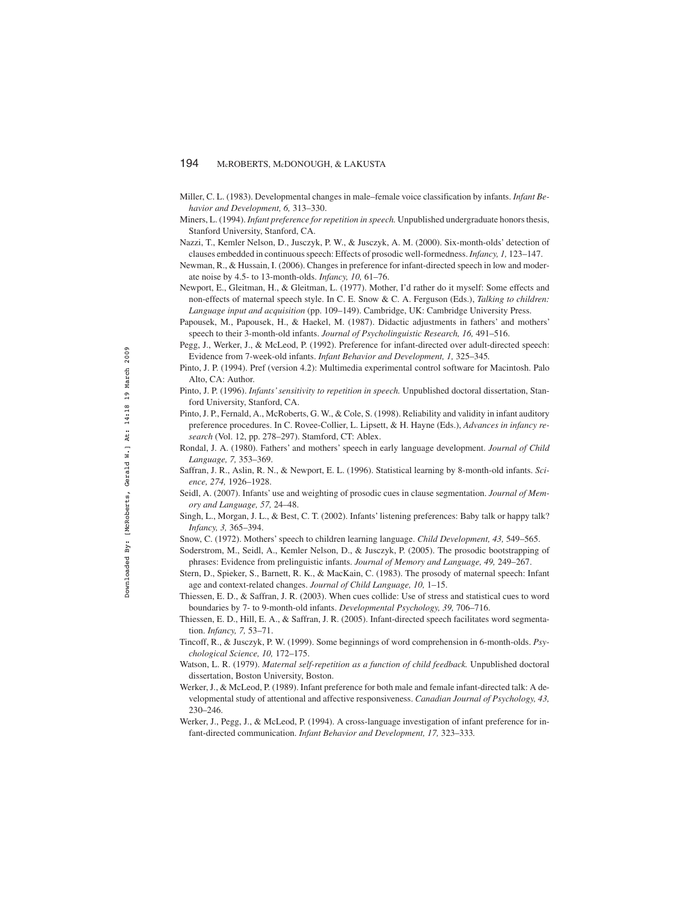Miller, C. L. (1983). Developmental changes in male–female voice classification by infants. *Infant Behavior and Development, 6,* 313–330.

Miners, L. (1994). *Infant preference for repetition in speech.* Unpublished undergraduate honors thesis, Stanford University, Stanford, CA.

Nazzi, T., Kemler Nelson, D., Jusczyk, P. W., & Jusczyk, A. M. (2000). Six-month-olds' detection of clauses embedded in continuous speech: Effects of prosodic well-formedness. *Infancy, 1,* 123–147.

Newman, R., & Hussain, I. (2006). Changes in preference for infant-directed speech in low and moderate noise by 4.5- to 13-month-olds. *Infancy, 10,* 61–76.

Newport, E., Gleitman, H., & Gleitman, L. (1977). Mother, I'd rather do it myself: Some effects and non-effects of maternal speech style. In C. E. Snow & C. A. Ferguson (Eds.), *Talking to children: Language input and acquisition* (pp. 109–149). Cambridge, UK: Cambridge University Press.

Papousek, M., Papousek, H., & Haekel, M. (1987). Didactic adjustments in fathers' and mothers' speech to their 3-month-old infants. *Journal of Psycholinguistic Research, 16,* 491–516.

Pegg, J., Werker, J., & McLeod, P. (1992). Preference for infant-directed over adult-directed speech: Evidence from 7-week-old infants. *Infant Behavior and Development, 1,* 325–345.

Pinto, J. P. (1994). Pref (version 4.2): Multimedia experimental control software for Macintosh. Palo Alto, CA: Author.

Pinto, J. P. (1996). *Infants' sensitivity to repetition in speech.* Unpublished doctoral dissertation, Stanford University, Stanford, CA.

Pinto, J. P., Fernald, A., McRoberts, G. W., & Cole, S. (1998). Reliability and validity in infant auditory preference procedures. In C. Rovee-Collier, L. Lipsett, & H. Hayne (Eds.), *Advances in infancy research* (Vol. 12, pp. 278–297). Stamford, CT: Ablex.

Rondal, J. A. (1980). Fathers' and mothers' speech in early language development. *Journal of Child Language, 7,* 353–369.

Saffran, J. R., Aslin, R. N., & Newport, E. L. (1996). Statistical learning by 8-month-old infants. *Science, 274,* 1926–1928.

Seidl, A. (2007). Infants' use and weighting of prosodic cues in clause segmentation. *Journal of Memory and Language, 57,* 24–48.

Singh, L., Morgan, J. L., & Best, C. T. (2002). Infants' listening preferences: Baby talk or happy talk? *Infancy, 3,* 365–394.

Snow, C. (1972). Mothers' speech to children learning language. *Child Development, 43,* 549–565.

Soderstrom, M., Seidl, A., Kemler Nelson, D., & Jusczyk, P. (2005). The prosodic bootstrapping of phrases: Evidence from prelinguistic infants. *Journal of Memory and Language, 49,* 249–267.

Stern, D., Spieker, S., Barnett, R. K., & MacKain, C. (1983). The prosody of maternal speech: Infant age and context-related changes. *Journal of Child Language, 10,* 1–15.

Thiessen, E. D., & Saffran, J. R. (2003). When cues collide: Use of stress and statistical cues to word boundaries by 7- to 9-month-old infants. *Developmental Psychology, 39,* 706–716.

Thiessen, E. D., Hill, E. A., & Saffran, J. R. (2005). Infant-directed speech facilitates word segmentation. *Infancy, 7,* 53–71.

Tincoff, R., & Jusczyk, P. W. (1999). Some beginnings of word comprehension in 6-month-olds. *Psychological Science, 10,* 172–175.

Watson, L. R. (1979). *Maternal self-repetition as a function of child feedback.* Unpublished doctoral dissertation, Boston University, Boston.

Werker, J., & McLeod, P. (1989). Infant preference for both male and female infant-directed talk: A developmental study of attentional and affective responsiveness. *Canadian Journal of Psychology, 43,* 230–246.

Werker, J., Pegg, J., & McLeod, P. (1994). A cross-language investigation of infant preference for infant-directed communication. *Infant Behavior and Development, 17,* 323–333.